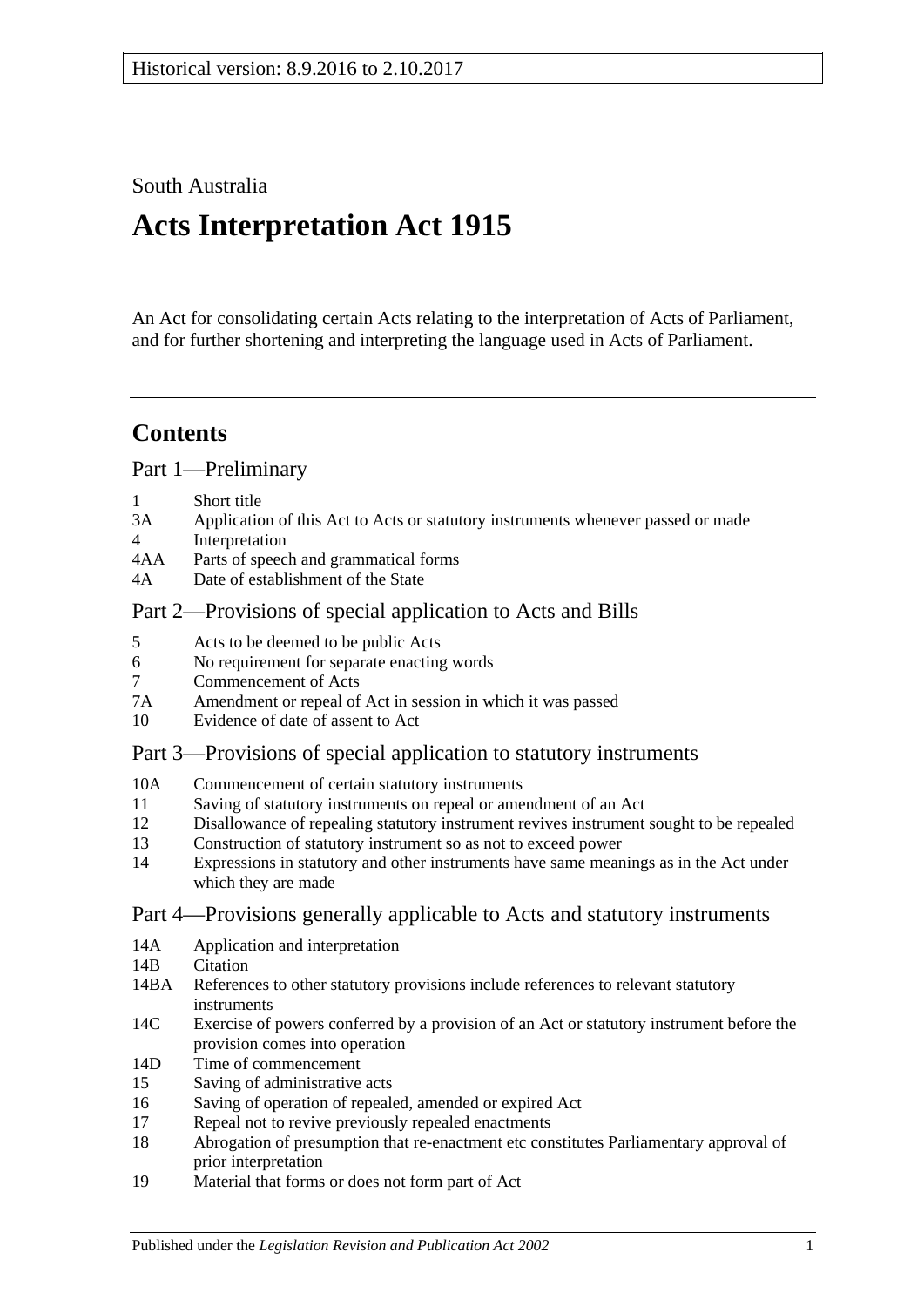Historical version: 8.9.2016 to 2.10.2017

South Australia

# Acts Interpretation Act 1915

An Act for consolidating certain Acts relating to the interpretation of Acts of Parliament, and for further shortening and interpreting the language used in Acts of Parliament.

## Contents

### Part 1—Preliminary

- 1 Short title
- 3A Application of this Act to Acts or statutory instruments whenever passed or made
- 4 Interpretation
- 4AA Parts of speech and grammatical forms
- 4A Date of establishment of the State

### Part 2—Provisions of special application to Acts and Bills

- 5 Acts to be deemed to be public Acts
- 6 No requirement for separate enacting words
- 7 Commencement of Acts
- 7A Amendment or repeal of Act in session in which it was passed
- 10 Evidence of date of assent to Act

### Part 3—Provisions of special application to statutory instruments

- 10A Commencement of certain statutory instruments
- 11 Saving of statutory instruments on repeal or amendment of an Act
- 12 Disallowance of repealing statutory instrument revives instrument sought to be repealed
- 13 Construction of statutory instrument so as not to exceed power
- 14 Expressions in statutory and other instruments have same meanings as in the Act under which they are made

### Part 4—Provisions generally applicable to Acts and statutory instruments

- 14A Application and interpretation
- 14B Citation
- 14BA References to other statutory provisions include references to relevant statutory instruments
- 14C Exercise of powers conferred by a provision of an Act or statutory instrument before the provision comes into operation
- 14D Time of commencement
- 15 Saving of administrative acts
- 16 Saving of operation of repealed, amended or expired Act
- 17 Repeal not to revive previously repealed enactments
- 18 Abrogation of presumption that re-enactment etc constitutes Parliamentary approval of prior interpretation
- 19 Material that forms or does not form part of Act

Published under the *Legislation Revision and Publication Act 2002*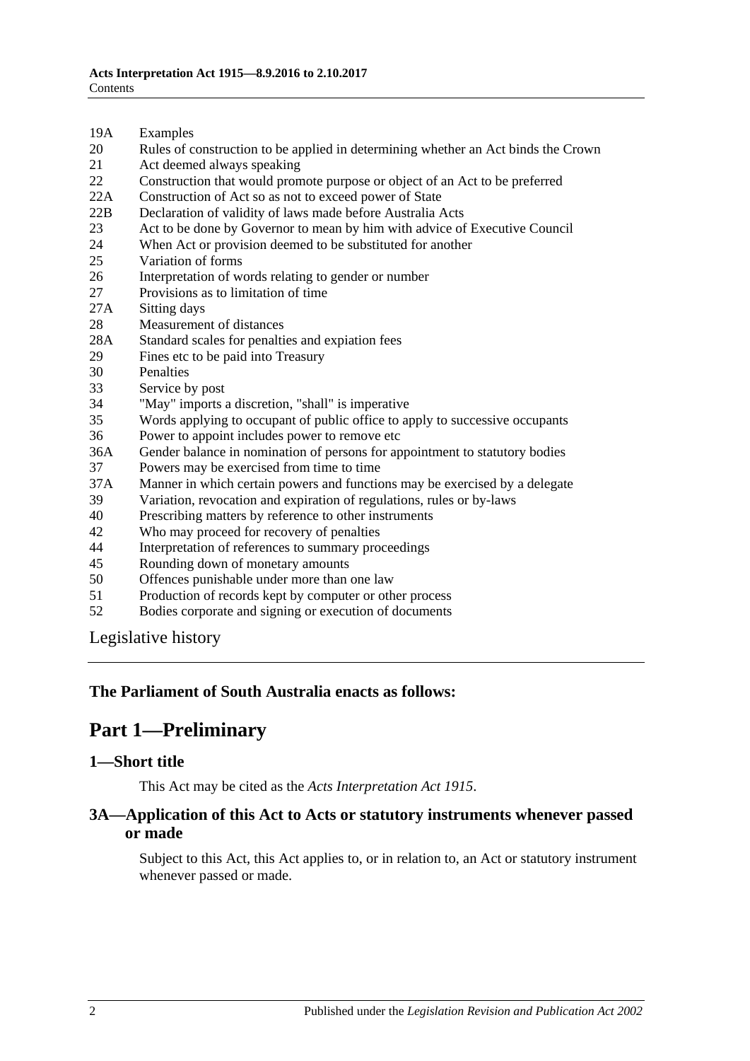19A Examples
20 Rules of construction to be applied in determining whether an Act binds the Crown
21 Act deemed always speaking
22 Construction that would promote purpose or object of an Act to be preferred
22A Construction of Act so as not to exceed power of State
22B Declaration of validity of laws made before Australia Acts
23 Act to be done by Governor to mean by him with advice of Executive Council
24 When Act or provision deemed to be substituted for another
25 Variation of forms
26 Interpretation of words relating to gender or number
27 Provisions as to limitation of time
27A Sitting days
28 Measurement of distances
28A Standard scales for penalties and expiation fees
29 Fines etc to be paid into Treasury
30 Penalties
33 Service by post
34 "May" imports a discretion, "shall" is imperative
35 Words applying to occupant of public office to apply to successive occupants
36 Power to appoint includes power to remove etc
36A Gender balance in nomination of persons for appointment to statutory bodies
37 Powers may be exercised from time to time
37A Manner in which certain powers and functions may be exercised by a delegate
39 Variation, revocation and expiration of regulations, rules or by-laws
40 Prescribing matters by reference to other instruments
42 Who may proceed for recovery of penalties
44 Interpretation of references to summary proceedings
45 Rounding down of monetary amounts
50 Offences punishable under more than one law
51 Production of records kept by computer or other process
52 Bodies corporate and signing or execution of documents

Legislative history

**The Parliament of South Australia enacts as follows:**

# Part 1—Preliminary

## 1—Short title

This Act may be cited as the *Acts Interpretation Act 1915*.

## 3A—Application of this Act to Acts or statutory instruments whenever passed or made

Subject to this Act, this Act applies to, or in relation to, an Act or statutory instrument whenever passed or made.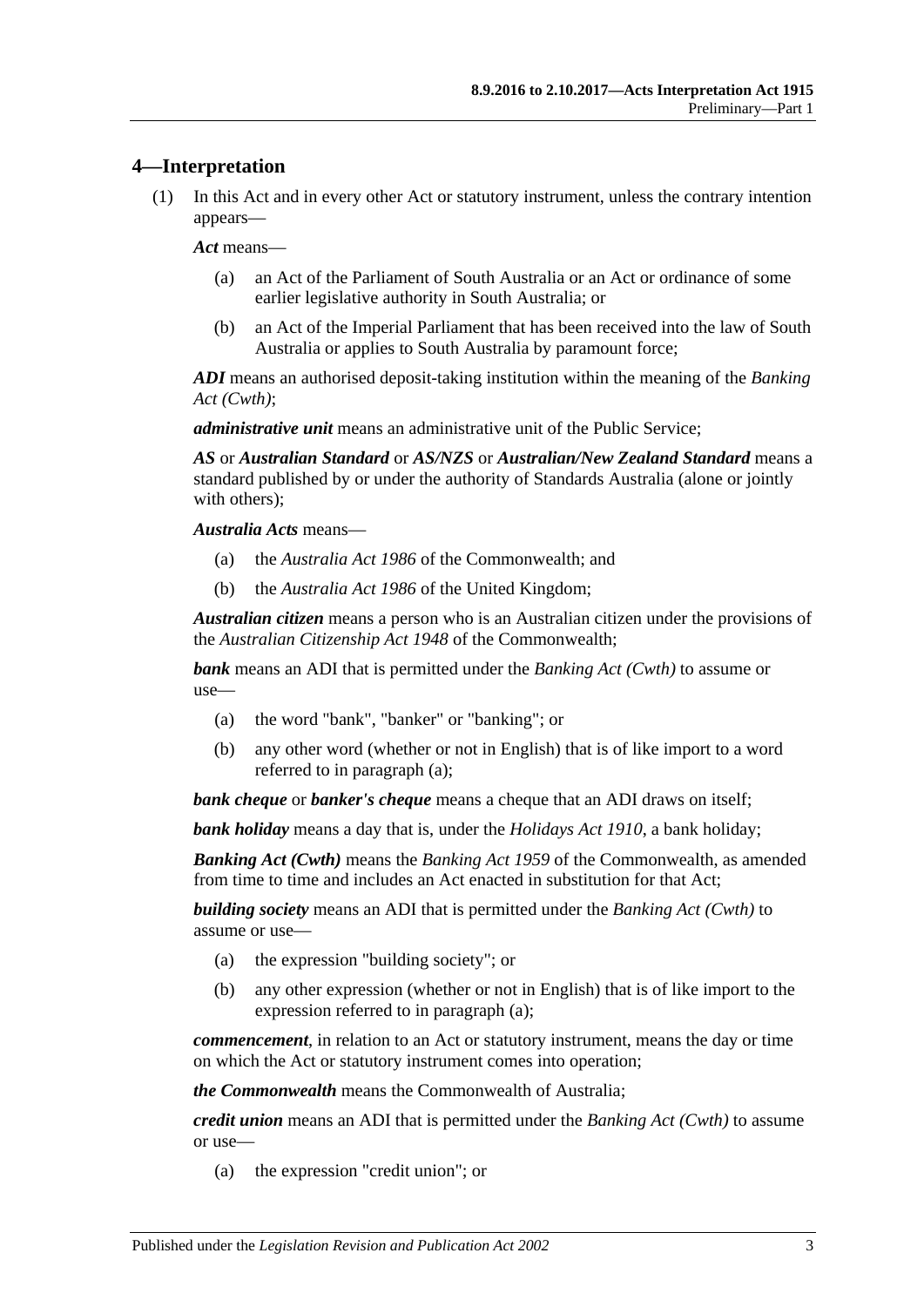## 4—Interpretation

(1) In this Act and in every other Act or statutory instrument, unless the contrary intention appears—

***Act*** means—

- (a) an Act of the Parliament of South Australia or an Act or ordinance of some earlier legislative authority in South Australia; or
- (b) an Act of the Imperial Parliament that has been received into the law of South Australia or applies to South Australia by paramount force;

***ADI*** means an authorised deposit-taking institution within the meaning of the *Banking Act (Cwth)*;

***administrative unit*** means an administrative unit of the Public Service;

***AS*** or ***Australian Standard*** or ***AS/NZS*** or ***Australian/New Zealand Standard*** means a standard published by or under the authority of Standards Australia (alone or jointly with others);

***Australia Acts*** means—

- (a) the *Australia Act 1986* of the Commonwealth; and
- (b) the *Australia Act 1986* of the United Kingdom;

***Australian citizen*** means a person who is an Australian citizen under the provisions of the *Australian Citizenship Act 1948* of the Commonwealth;

***bank*** means an ADI that is permitted under the *Banking Act (Cwth)* to assume or use—

- (a) the word "bank", "banker" or "banking"; or
- (b) any other word (whether or not in English) that is of like import to a word referred to in paragraph (a);

***bank cheque*** or ***banker's cheque*** means a cheque that an ADI draws on itself;

***bank holiday*** means a day that is, under the *Holidays Act 1910*, a bank holiday;

***Banking Act (Cwth)*** means the *Banking Act 1959* of the Commonwealth, as amended from time to time and includes an Act enacted in substitution for that Act;

***building society*** means an ADI that is permitted under the *Banking Act (Cwth)* to assume or use—

- (a) the expression "building society"; or
- (b) any other expression (whether or not in English) that is of like import to the expression referred to in paragraph (a);

***commencement***, in relation to an Act or statutory instrument, means the day or time on which the Act or statutory instrument comes into operation;

***the Commonwealth*** means the Commonwealth of Australia;

***credit union*** means an ADI that is permitted under the *Banking Act (Cwth)* to assume or use—

- (a) the expression "credit union"; or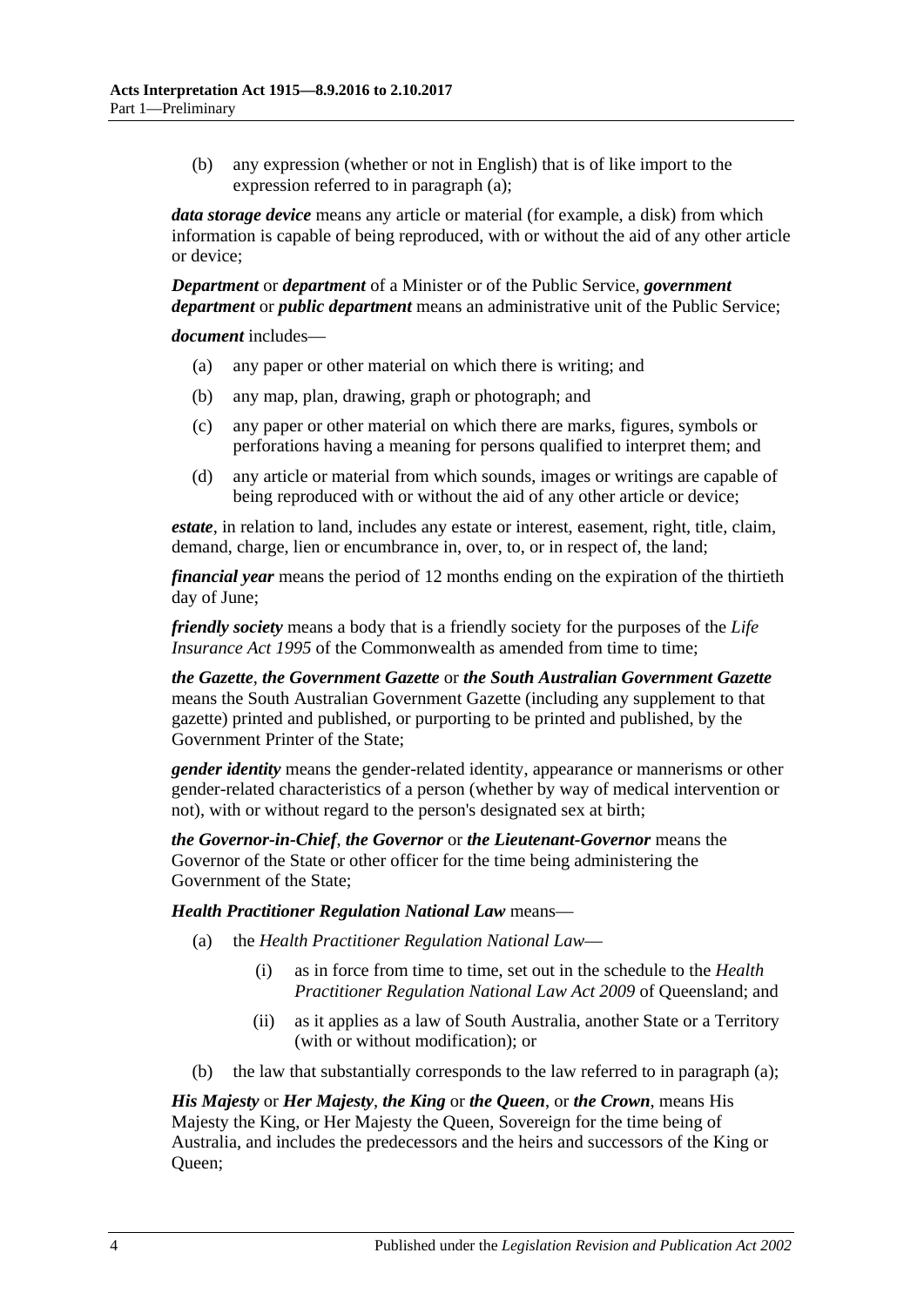(b) any expression (whether or not in English) that is of like import to the expression referred to in paragraph (a);

***data storage device*** means any article or material (for example, a disk) from which information is capable of being reproduced, with or without the aid of any other article or device;

***Department*** or ***department*** of a Minister or of the Public Service, ***government department*** or ***public department*** means an administrative unit of the Public Service;

***document*** includes—

(a) any paper or other material on which there is writing; and

(b) any map, plan, drawing, graph or photograph; and

(c) any paper or other material on which there are marks, figures, symbols or perforations having a meaning for persons qualified to interpret them; and

(d) any article or material from which sounds, images or writings are capable of being reproduced with or without the aid of any other article or device;

***estate***, in relation to land, includes any estate or interest, easement, right, title, claim, demand, charge, lien or encumbrance in, over, to, or in respect of, the land;

***financial year*** means the period of 12 months ending on the expiration of the thirtieth day of June;

***friendly society*** means a body that is a friendly society for the purposes of the *Life Insurance Act 1995* of the Commonwealth as amended from time to time;

***the Gazette***, ***the Government Gazette*** or ***the South Australian Government Gazette*** means the South Australian Government Gazette (including any supplement to that gazette) printed and published, or purporting to be printed and published, by the Government Printer of the State;

***gender identity*** means the gender-related identity, appearance or mannerisms or other gender-related characteristics of a person (whether by way of medical intervention or not), with or without regard to the person's designated sex at birth;

***the Governor-in-Chief***, ***the Governor*** or ***the Lieutenant-Governor*** means the Governor of the State or other officer for the time being administering the Government of the State;

***Health Practitioner Regulation National Law*** means—

(a) the *Health Practitioner Regulation National Law*—

(i) as in force from time to time, set out in the schedule to the *Health Practitioner Regulation National Law Act 2009* of Queensland; and

(ii) as it applies as a law of South Australia, another State or a Territory (with or without modification); or

(b) the law that substantially corresponds to the law referred to in paragraph (a);

***His Majesty*** or ***Her Majesty***, ***the King*** or ***the Queen***, or ***the Crown***, means His Majesty the King, or Her Majesty the Queen, Sovereign for the time being of Australia, and includes the predecessors and the heirs and successors of the King or Queen;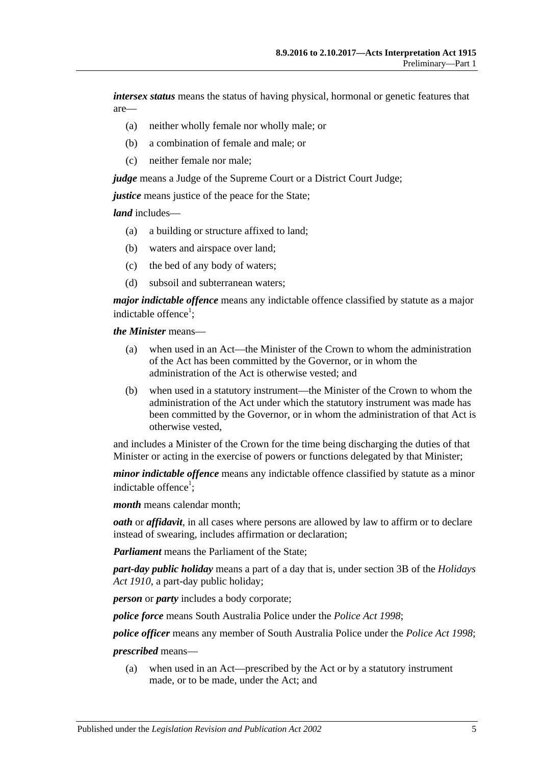***intersex status*** means the status of having physical, hormonal or genetic features that are—

(a) neither wholly female nor wholly male; or

(b) a combination of female and male; or

(c) neither female nor male;

***judge*** means a Judge of the Supreme Court or a District Court Judge;

***justice*** means justice of the peace for the State;

***land*** includes—

(a) a building or structure affixed to land;

(b) waters and airspace over land;

(c) the bed of any body of waters;

(d) subsoil and subterranean waters;

***major indictable offence*** means any indictable offence classified by statute as a major indictable offence[1];

***the Minister*** means—

(a) when used in an Act—the Minister of the Crown to whom the administration of the Act has been committed by the Governor, or in whom the administration of the Act is otherwise vested; and

(b) when used in a statutory instrument—the Minister of the Crown to whom the administration of the Act under which the statutory instrument was made has been committed by the Governor, or in whom the administration of that Act is otherwise vested,

and includes a Minister of the Crown for the time being discharging the duties of that Minister or acting in the exercise of powers or functions delegated by that Minister;

***minor indictable offence*** means any indictable offence classified by statute as a minor indictable offence[1];

***month*** means calendar month;

***oath*** or ***affidavit***, in all cases where persons are allowed by law to affirm or to declare instead of swearing, includes affirmation or declaration;

***Parliament*** means the Parliament of the State;

***part-day public holiday*** means a part of a day that is, under section 3B of the *Holidays Act 1910*, a part-day public holiday;

***person*** or ***party*** includes a body corporate;

***police force*** means South Australia Police under the *Police Act 1998*;

***police officer*** means any member of South Australia Police under the *Police Act 1998*;

***prescribed*** means—

(a) when used in an Act—prescribed by the Act or by a statutory instrument made, or to be made, under the Act; and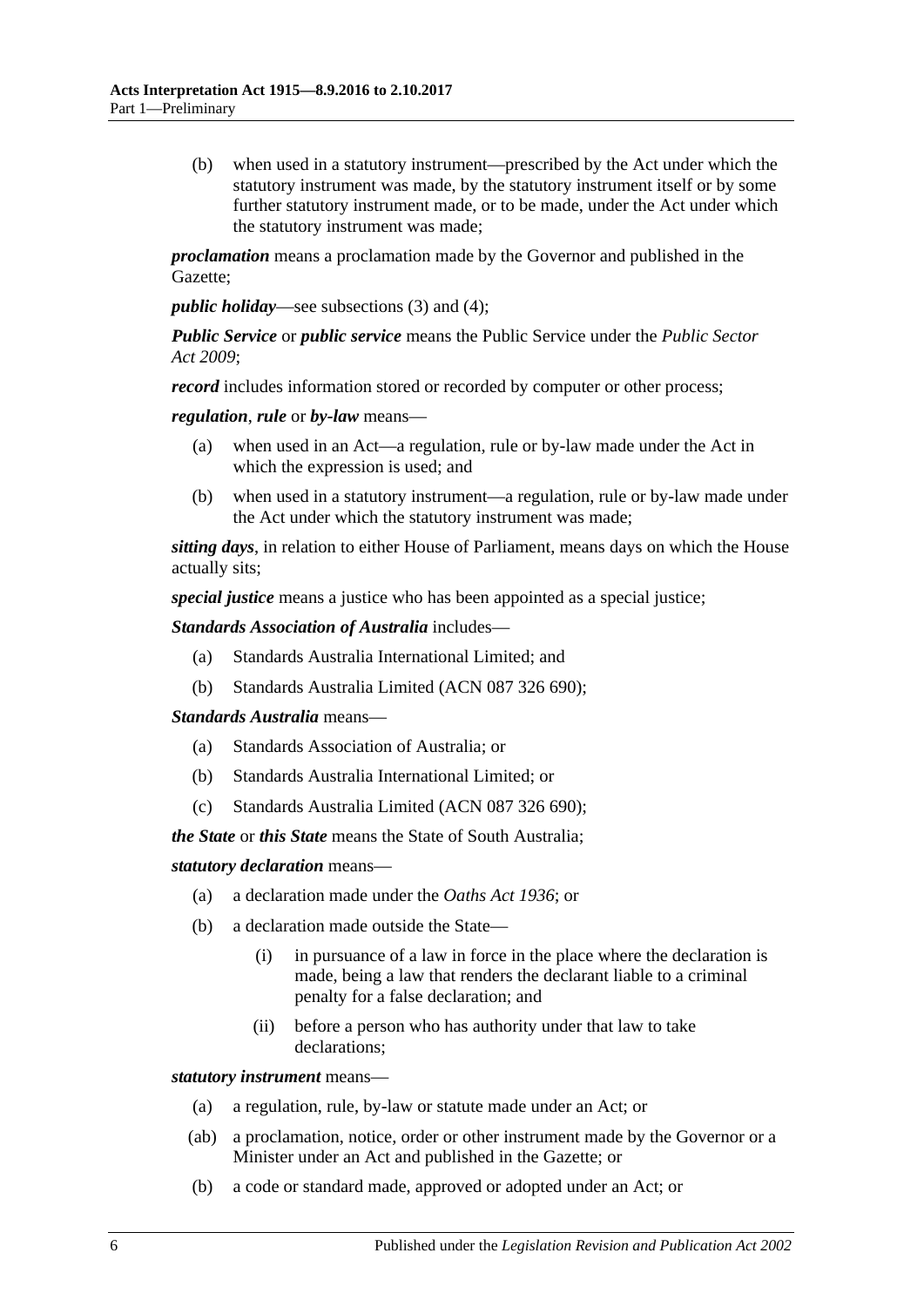(b) when used in a statutory instrument—prescribed by the Act under which the statutory instrument was made, by the statutory instrument itself or by some further statutory instrument made, or to be made, under the Act under which the statutory instrument was made;

***proclamation*** means a proclamation made by the Governor and published in the Gazette;

***public holiday***—see subsections (3) and (4);

***Public Service*** or ***public service*** means the Public Service under the *Public Sector Act 2009*;

***record*** includes information stored or recorded by computer or other process;

***regulation***, ***rule*** or ***by-law*** means—

(a) when used in an Act—a regulation, rule or by-law made under the Act in which the expression is used; and

(b) when used in a statutory instrument—a regulation, rule or by-law made under the Act under which the statutory instrument was made;

***sitting days***, in relation to either House of Parliament, means days on which the House actually sits;

***special justice*** means a justice who has been appointed as a special justice;

***Standards Association of Australia*** includes—

(a) Standards Australia International Limited; and

(b) Standards Australia Limited (ACN 087 326 690);

***Standards Australia*** means—

(a) Standards Association of Australia; or

(b) Standards Australia International Limited; or

(c) Standards Australia Limited (ACN 087 326 690);

***the State*** or ***this State*** means the State of South Australia;

***statutory declaration*** means—

(a) a declaration made under the *Oaths Act 1936*; or

(b) a declaration made outside the State—

(i) in pursuance of a law in force in the place where the declaration is made, being a law that renders the declarant liable to a criminal penalty for a false declaration; and

(ii) before a person who has authority under that law to take declarations;

***statutory instrument*** means—

(a) a regulation, rule, by-law or statute made under an Act; or

(ab) a proclamation, notice, order or other instrument made by the Governor or a Minister under an Act and published in the Gazette; or

(b) a code or standard made, approved or adopted under an Act; or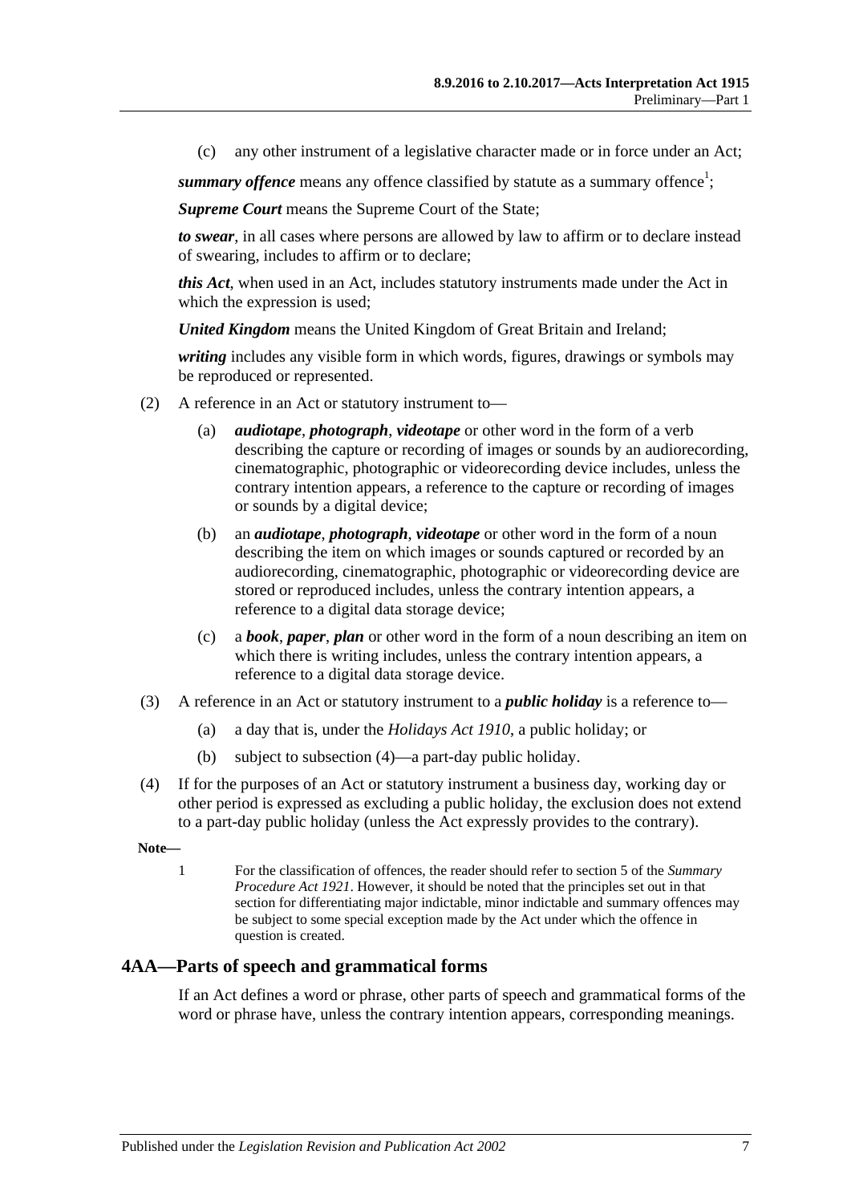(c) any other instrument of a legislative character made or in force under an Act;

***summary offence*** means any offence classified by statute as a summary offence[1];

***Supreme Court*** means the Supreme Court of the State;

***to swear***, in all cases where persons are allowed by law to affirm or to declare instead of swearing, includes to affirm or to declare;

***this Act***, when used in an Act, includes statutory instruments made under the Act in which the expression is used;

***United Kingdom*** means the United Kingdom of Great Britain and Ireland;

***writing*** includes any visible form in which words, figures, drawings or symbols may be reproduced or represented.

(2) A reference in an Act or statutory instrument to—

(a) ***audiotape***, ***photograph***, ***videotape*** or other word in the form of a verb describing the capture or recording of images or sounds by an audiorecording, cinematographic, photographic or videorecording device includes, unless the contrary intention appears, a reference to the capture or recording of images or sounds by a digital device;

(b) an ***audiotape***, ***photograph***, ***videotape*** or other word in the form of a noun describing the item on which images or sounds captured or recorded by an audiorecording, cinematographic, photographic or videorecording device are stored or reproduced includes, unless the contrary intention appears, a reference to a digital data storage device;

(c) a ***book***, ***paper***, ***plan*** or other word in the form of a noun describing an item on which there is writing includes, unless the contrary intention appears, a reference to a digital data storage device.

(3) A reference in an Act or statutory instrument to a ***public holiday*** is a reference to—

(a) a day that is, under the *Holidays Act 1910*, a public holiday; or

(b) subject to subsection (4)—a part-day public holiday.

(4) If for the purposes of an Act or statutory instrument a business day, working day or other period is expressed as excluding a public holiday, the exclusion does not extend to a part-day public holiday (unless the Act expressly provides to the contrary).

**Note—**

1 For the classification of offences, the reader should refer to section 5 of the *Summary Procedure Act 1921*. However, it should be noted that the principles set out in that section for differentiating major indictable, minor indictable and summary offences may be subject to some special exception made by the Act under which the offence in question is created.

## 4AA—Parts of speech and grammatical forms

If an Act defines a word or phrase, other parts of speech and grammatical forms of the word or phrase have, unless the contrary intention appears, corresponding meanings.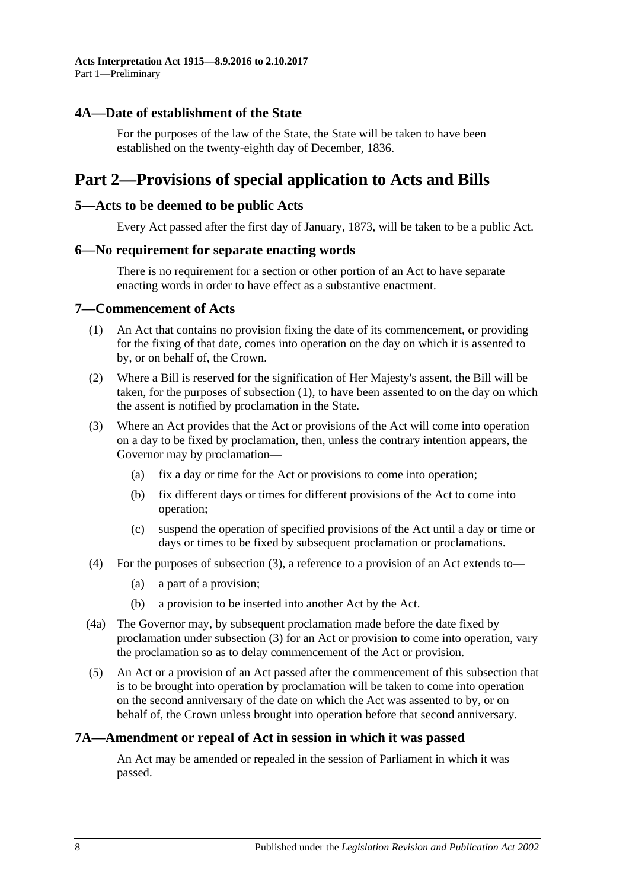## 4A—Date of establishment of the State

For the purposes of the law of the State, the State will be taken to have been established on the twenty-eighth day of December, 1836.

# Part 2—Provisions of special application to Acts and Bills

## 5—Acts to be deemed to be public Acts

Every Act passed after the first day of January, 1873, will be taken to be a public Act.

## 6—No requirement for separate enacting words

There is no requirement for a section or other portion of an Act to have separate enacting words in order to have effect as a substantive enactment.

## 7—Commencement of Acts

(1) An Act that contains no provision fixing the date of its commencement, or providing for the fixing of that date, comes into operation on the day on which it is assented to by, or on behalf of, the Crown.

(2) Where a Bill is reserved for the signification of Her Majesty's assent, the Bill will be taken, for the purposes of subsection (1), to have been assented to on the day on which the assent is notified by proclamation in the State.

(3) Where an Act provides that the Act or provisions of the Act will come into operation on a day to be fixed by proclamation, then, unless the contrary intention appears, the Governor may by proclamation—

- (a) fix a day or time for the Act or provisions to come into operation;
- (b) fix different days or times for different provisions of the Act to come into operation;
- (c) suspend the operation of specified provisions of the Act until a day or time or days or times to be fixed by subsequent proclamation or proclamations.

(4) For the purposes of subsection (3), a reference to a provision of an Act extends to—

- (a) a part of a provision;
- (b) a provision to be inserted into another Act by the Act.

(4a) The Governor may, by subsequent proclamation made before the date fixed by proclamation under subsection (3) for an Act or provision to come into operation, vary the proclamation so as to delay commencement of the Act or provision.

(5) An Act or a provision of an Act passed after the commencement of this subsection that is to be brought into operation by proclamation will be taken to come into operation on the second anniversary of the date on which the Act was assented to by, or on behalf of, the Crown unless brought into operation before that second anniversary.

## 7A—Amendment or repeal of Act in session in which it was passed

An Act may be amended or repealed in the session of Parliament in which it was passed.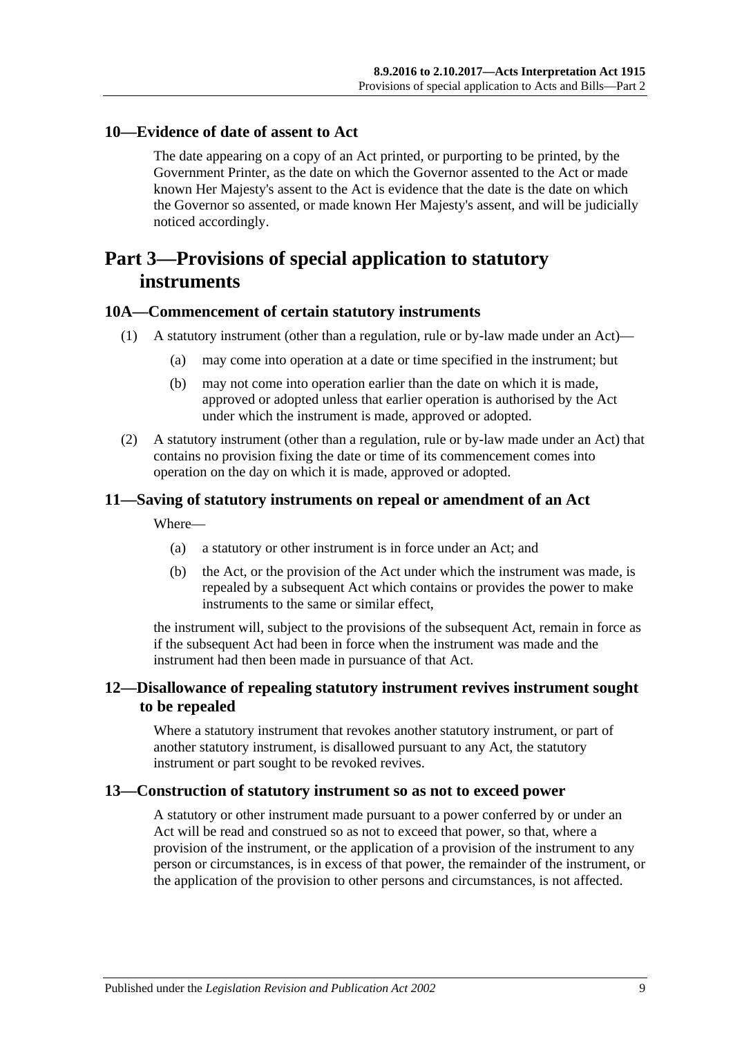### 10—Evidence of date of assent to Act

The date appearing on a copy of an Act printed, or purporting to be printed, by the Government Printer, as the date on which the Governor assented to the Act or made known Her Majesty's assent to the Act is evidence that the date is the date on which the Governor so assented, or made known Her Majesty's assent, and will be judicially noticed accordingly.

## Part 3—Provisions of special application to statutory instruments

### 10A—Commencement of certain statutory instruments

(1) A statutory instrument (other than a regulation, rule or by-law made under an Act)—

- (a) may come into operation at a date or time specified in the instrument; but
- (b) may not come into operation earlier than the date on which it is made, approved or adopted unless that earlier operation is authorised by the Act under which the instrument is made, approved or adopted.

(2) A statutory instrument (other than a regulation, rule or by-law made under an Act) that contains no provision fixing the date or time of its commencement comes into operation on the day on which it is made, approved or adopted.

### 11—Saving of statutory instruments on repeal or amendment of an Act

Where—

- (a) a statutory or other instrument is in force under an Act; and
- (b) the Act, or the provision of the Act under which the instrument was made, is repealed by a subsequent Act which contains or provides the power to make instruments to the same or similar effect,

the instrument will, subject to the provisions of the subsequent Act, remain in force as if the subsequent Act had been in force when the instrument was made and the instrument had then been made in pursuance of that Act.

### 12—Disallowance of repealing statutory instrument revives instrument sought to be repealed

Where a statutory instrument that revokes another statutory instrument, or part of another statutory instrument, is disallowed pursuant to any Act, the statutory instrument or part sought to be revoked revives.

### 13—Construction of statutory instrument so as not to exceed power

A statutory or other instrument made pursuant to a power conferred by or under an Act will be read and construed so as not to exceed that power, so that, where a provision of the instrument, or the application of a provision of the instrument to any person or circumstances, is in excess of that power, the remainder of the instrument, or the application of the provision to other persons and circumstances, is not affected.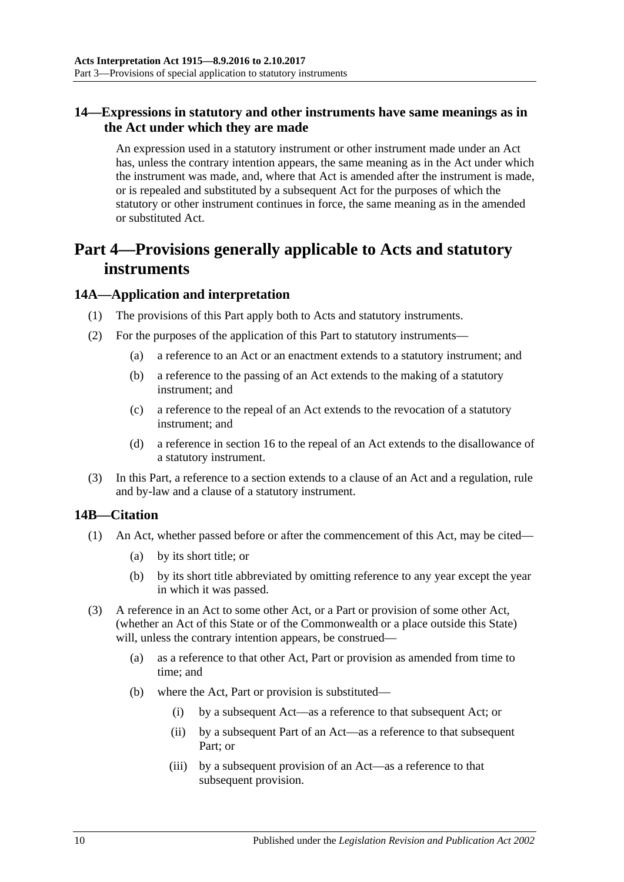### 14—Expressions in statutory and other instruments have same meanings as in the Act under which they are made

An expression used in a statutory instrument or other instrument made under an Act has, unless the contrary intention appears, the same meaning as in the Act under which the instrument was made, and, where that Act is amended after the instrument is made, or is repealed and substituted by a subsequent Act for the purposes of which the statutory or other instrument continues in force, the same meaning as in the amended or substituted Act.

## Part 4—Provisions generally applicable to Acts and statutory instruments

### 14A—Application and interpretation

(1) The provisions of this Part apply both to Acts and statutory instruments.

(2) For the purposes of the application of this Part to statutory instruments—

- (a) a reference to an Act or an enactment extends to a statutory instrument; and
- (b) a reference to the passing of an Act extends to the making of a statutory instrument; and
- (c) a reference to the repeal of an Act extends to the revocation of a statutory instrument; and
- (d) a reference in section 16 to the repeal of an Act extends to the disallowance of a statutory instrument.

(3) In this Part, a reference to a section extends to a clause of an Act and a regulation, rule and by-law and a clause of a statutory instrument.

### 14B—Citation

(1) An Act, whether passed before or after the commencement of this Act, may be cited—

- (a) by its short title; or
- (b) by its short title abbreviated by omitting reference to any year except the year in which it was passed.

(3) A reference in an Act to some other Act, or a Part or provision of some other Act, (whether an Act of this State or of the Commonwealth or a place outside this State) will, unless the contrary intention appears, be construed—

- (a) as a reference to that other Act, Part or provision as amended from time to time; and
- (b) where the Act, Part or provision is substituted—
  - (i) by a subsequent Act—as a reference to that subsequent Act; or
  - (ii) by a subsequent Part of an Act—as a reference to that subsequent Part; or
  - (iii) by a subsequent provision of an Act—as a reference to that subsequent provision.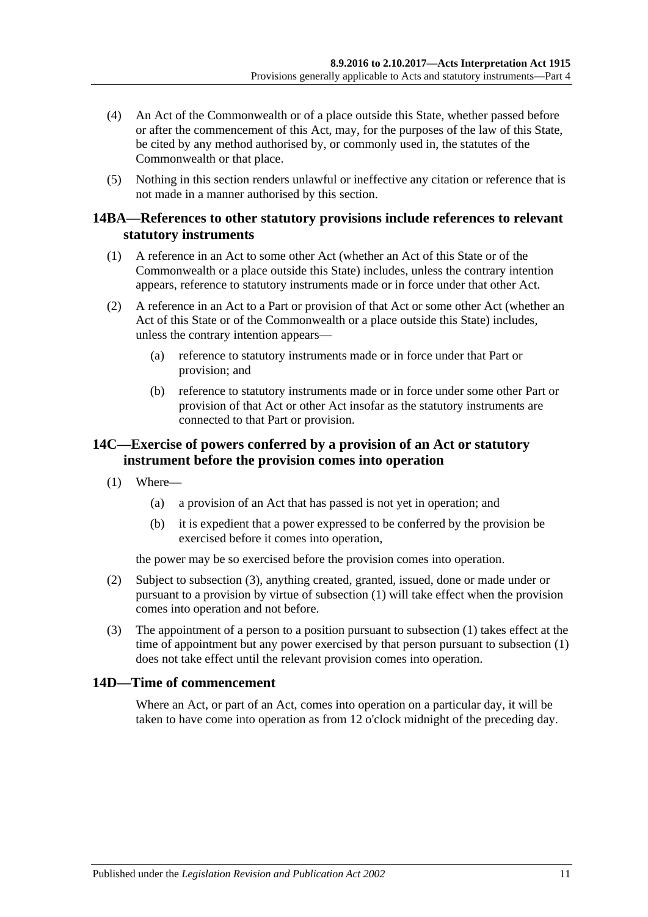(4) An Act of the Commonwealth or of a place outside this State, whether passed before or after the commencement of this Act, may, for the purposes of the law of this State, be cited by any method authorised by, or commonly used in, the statutes of the Commonwealth or that place.

(5) Nothing in this section renders unlawful or ineffective any citation or reference that is not made in a manner authorised by this section.

## 14BA—References to other statutory provisions include references to relevant statutory instruments

(1) A reference in an Act to some other Act (whether an Act of this State or of the Commonwealth or a place outside this State) includes, unless the contrary intention appears, reference to statutory instruments made or in force under that other Act.

(2) A reference in an Act to a Part or provision of that Act or some other Act (whether an Act of this State or of the Commonwealth or a place outside this State) includes, unless the contrary intention appears—

(a) reference to statutory instruments made or in force under that Part or provision; and

(b) reference to statutory instruments made or in force under some other Part or provision of that Act or other Act insofar as the statutory instruments are connected to that Part or provision.

## 14C—Exercise of powers conferred by a provision of an Act or statutory instrument before the provision comes into operation

(1) Where—

(a) a provision of an Act that has passed is not yet in operation; and

(b) it is expedient that a power expressed to be conferred by the provision be exercised before it comes into operation,

the power may be so exercised before the provision comes into operation.

(2) Subject to subsection (3), anything created, granted, issued, done or made under or pursuant to a provision by virtue of subsection (1) will take effect when the provision comes into operation and not before.

(3) The appointment of a person to a position pursuant to subsection (1) takes effect at the time of appointment but any power exercised by that person pursuant to subsection (1) does not take effect until the relevant provision comes into operation.

## 14D—Time of commencement

Where an Act, or part of an Act, comes into operation on a particular day, it will be taken to have come into operation as from 12 o'clock midnight of the preceding day.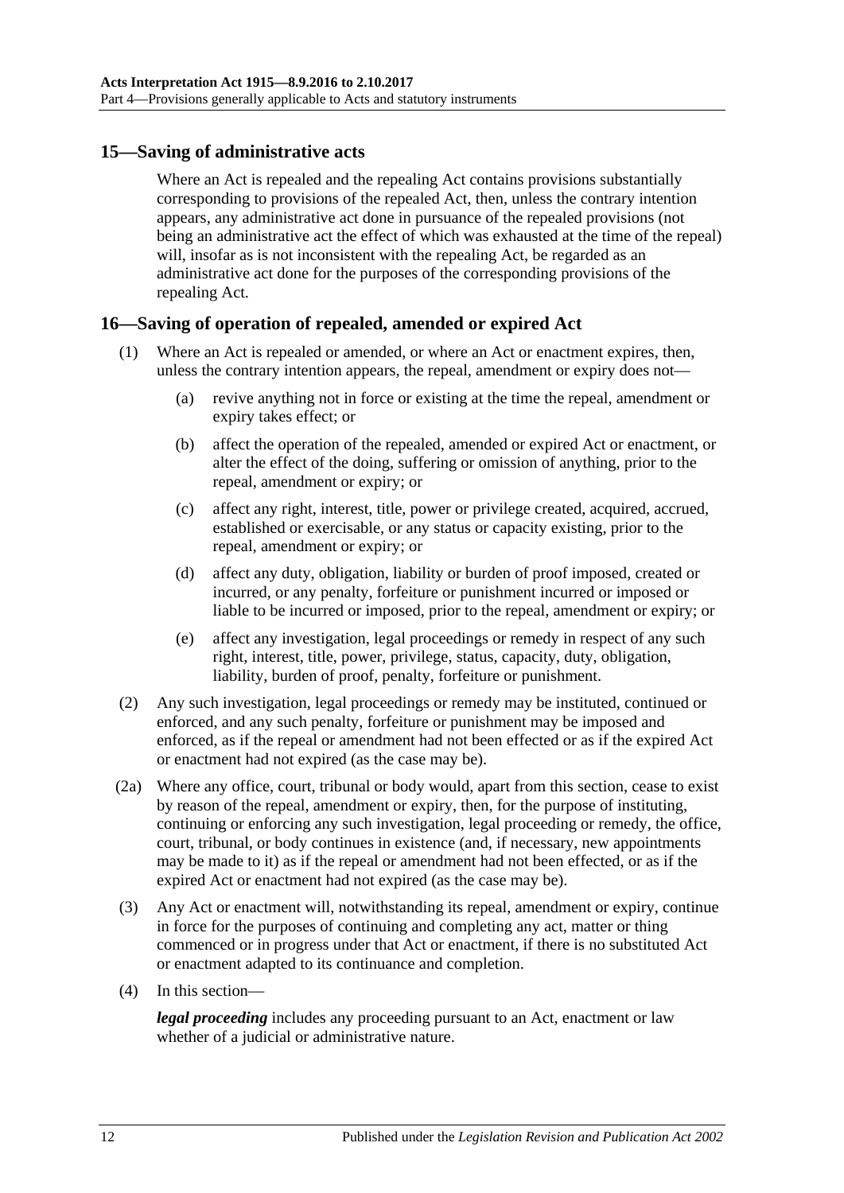## 15—Saving of administrative acts

Where an Act is repealed and the repealing Act contains provisions substantially corresponding to provisions of the repealed Act, then, unless the contrary intention appears, any administrative act done in pursuance of the repealed provisions (not being an administrative act the effect of which was exhausted at the time of the repeal) will, insofar as is not inconsistent with the repealing Act, be regarded as an administrative act done for the purposes of the corresponding provisions of the repealing Act.

## 16—Saving of operation of repealed, amended or expired Act

(1) Where an Act is repealed or amended, or where an Act or enactment expires, then, unless the contrary intention appears, the repeal, amendment or expiry does not—

(a) revive anything not in force or existing at the time the repeal, amendment or expiry takes effect; or

(b) affect the operation of the repealed, amended or expired Act or enactment, or alter the effect of the doing, suffering or omission of anything, prior to the repeal, amendment or expiry; or

(c) affect any right, interest, title, power or privilege created, acquired, accrued, established or exercisable, or any status or capacity existing, prior to the repeal, amendment or expiry; or

(d) affect any duty, obligation, liability or burden of proof imposed, created or incurred, or any penalty, forfeiture or punishment incurred or imposed or liable to be incurred or imposed, prior to the repeal, amendment or expiry; or

(e) affect any investigation, legal proceedings or remedy in respect of any such right, interest, title, power, privilege, status, capacity, duty, obligation, liability, burden of proof, penalty, forfeiture or punishment.

(2) Any such investigation, legal proceedings or remedy may be instituted, continued or enforced, and any such penalty, forfeiture or punishment may be imposed and enforced, as if the repeal or amendment had not been effected or as if the expired Act or enactment had not expired (as the case may be).

(2a) Where any office, court, tribunal or body would, apart from this section, cease to exist by reason of the repeal, amendment or expiry, then, for the purpose of instituting, continuing or enforcing any such investigation, legal proceeding or remedy, the office, court, tribunal, or body continues in existence (and, if necessary, new appointments may be made to it) as if the repeal or amendment had not been effected, or as if the expired Act or enactment had not expired (as the case may be).

(3) Any Act or enactment will, notwithstanding its repeal, amendment or expiry, continue in force for the purposes of continuing and completing any act, matter or thing commenced or in progress under that Act or enactment, if there is no substituted Act or enactment adapted to its continuance and completion.

(4) In this section—

***legal proceeding*** includes any proceeding pursuant to an Act, enactment or law whether of a judicial or administrative nature.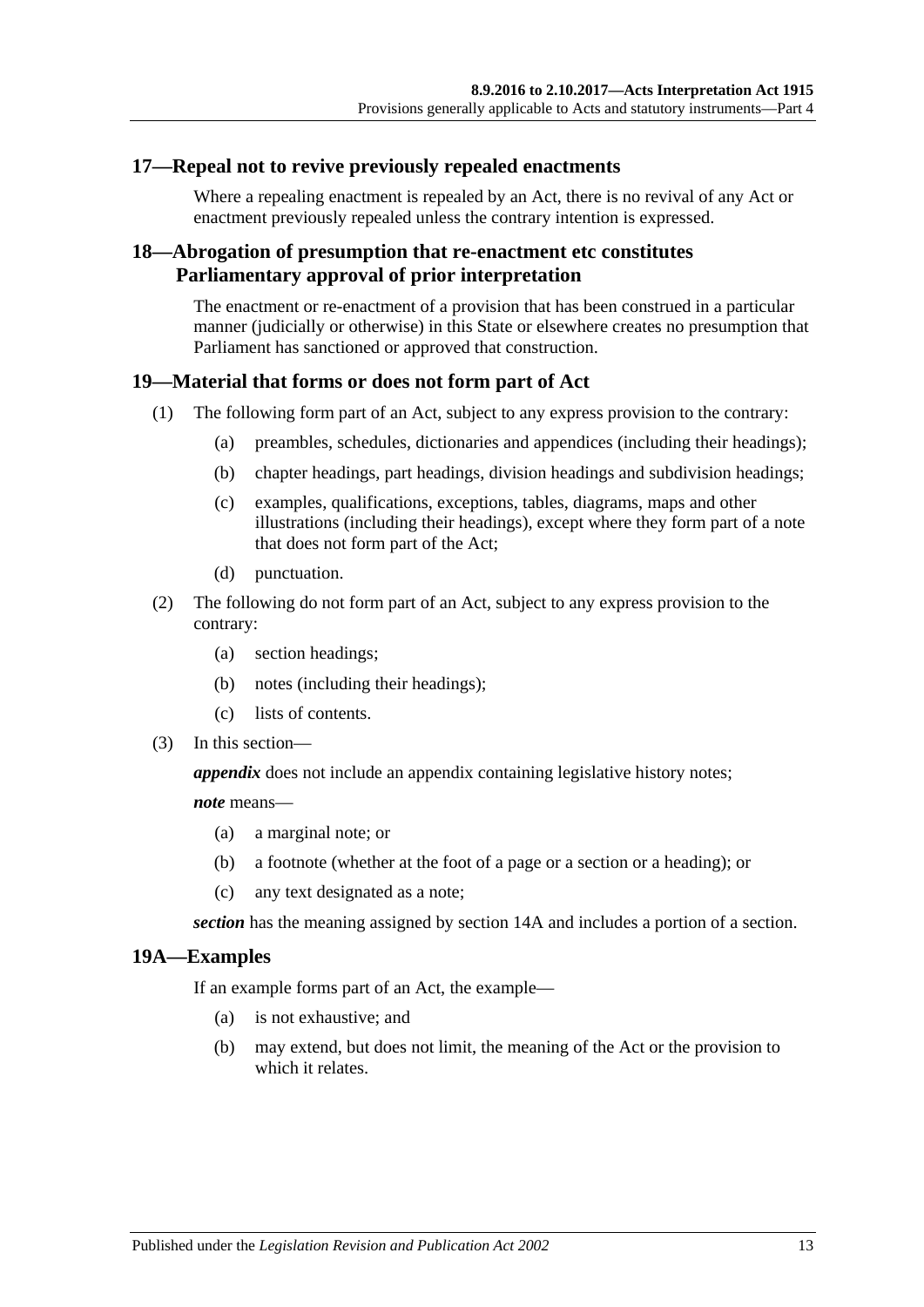## 17—Repeal not to revive previously repealed enactments

Where a repealing enactment is repealed by an Act, there is no revival of any Act or enactment previously repealed unless the contrary intention is expressed.

## 18—Abrogation of presumption that re-enactment etc constitutes Parliamentary approval of prior interpretation

The enactment or re-enactment of a provision that has been construed in a particular manner (judicially or otherwise) in this State or elsewhere creates no presumption that Parliament has sanctioned or approved that construction.

## 19—Material that forms or does not form part of Act

(1) The following form part of an Act, subject to any express provision to the contrary:

- (a) preambles, schedules, dictionaries and appendices (including their headings);
- (b) chapter headings, part headings, division headings and subdivision headings;
- (c) examples, qualifications, exceptions, tables, diagrams, maps and other illustrations (including their headings), except where they form part of a note that does not form part of the Act;
- (d) punctuation.

(2) The following do not form part of an Act, subject to any express provision to the contrary:

- (a) section headings;
- (b) notes (including their headings);
- (c) lists of contents.

(3) In this section—

***appendix*** does not include an appendix containing legislative history notes;

***note*** means—

- (a) a marginal note; or
- (b) a footnote (whether at the foot of a page or a section or a heading); or
- (c) any text designated as a note;

***section*** has the meaning assigned by section 14A and includes a portion of a section.

## 19A—Examples

If an example forms part of an Act, the example—

- (a) is not exhaustive; and
- (b) may extend, but does not limit, the meaning of the Act or the provision to which it relates.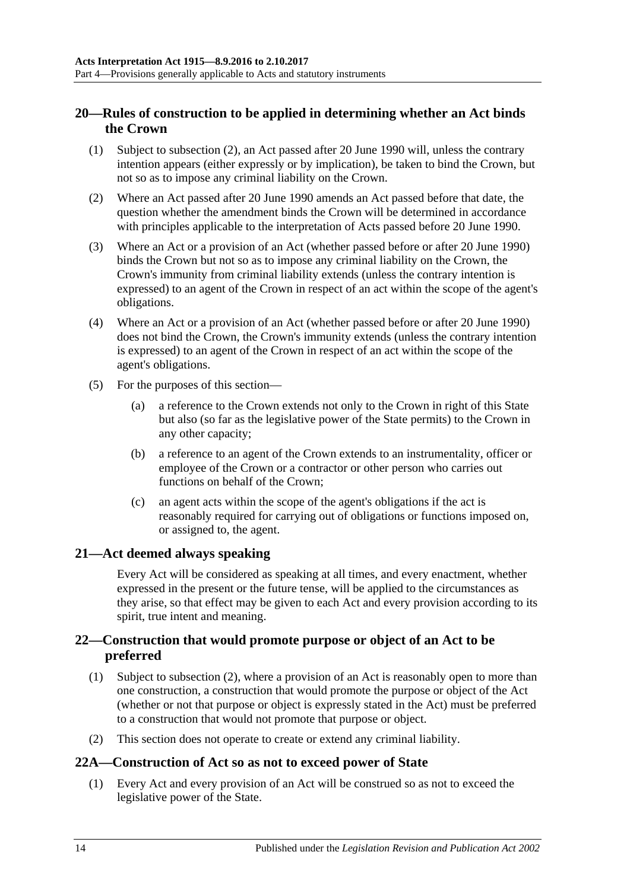## 20—Rules of construction to be applied in determining whether an Act binds the Crown

(1) Subject to subsection (2), an Act passed after 20 June 1990 will, unless the contrary intention appears (either expressly or by implication), be taken to bind the Crown, but not so as to impose any criminal liability on the Crown.

(2) Where an Act passed after 20 June 1990 amends an Act passed before that date, the question whether the amendment binds the Crown will be determined in accordance with principles applicable to the interpretation of Acts passed before 20 June 1990.

(3) Where an Act or a provision of an Act (whether passed before or after 20 June 1990) binds the Crown but not so as to impose any criminal liability on the Crown, the Crown's immunity from criminal liability extends (unless the contrary intention is expressed) to an agent of the Crown in respect of an act within the scope of the agent's obligations.

(4) Where an Act or a provision of an Act (whether passed before or after 20 June 1990) does not bind the Crown, the Crown's immunity extends (unless the contrary intention is expressed) to an agent of the Crown in respect of an act within the scope of the agent's obligations.

(5) For the purposes of this section—

(a) a reference to the Crown extends not only to the Crown in right of this State but also (so far as the legislative power of the State permits) to the Crown in any other capacity;

(b) a reference to an agent of the Crown extends to an instrumentality, officer or employee of the Crown or a contractor or other person who carries out functions on behalf of the Crown;

(c) an agent acts within the scope of the agent's obligations if the act is reasonably required for carrying out of obligations or functions imposed on, or assigned to, the agent.

## 21—Act deemed always speaking

Every Act will be considered as speaking at all times, and every enactment, whether expressed in the present or the future tense, will be applied to the circumstances as they arise, so that effect may be given to each Act and every provision according to its spirit, true intent and meaning.

## 22—Construction that would promote purpose or object of an Act to be preferred

(1) Subject to subsection (2), where a provision of an Act is reasonably open to more than one construction, a construction that would promote the purpose or object of the Act (whether or not that purpose or object is expressly stated in the Act) must be preferred to a construction that would not promote that purpose or object.

(2) This section does not operate to create or extend any criminal liability.

## 22A—Construction of Act so as not to exceed power of State

(1) Every Act and every provision of an Act will be construed so as not to exceed the legislative power of the State.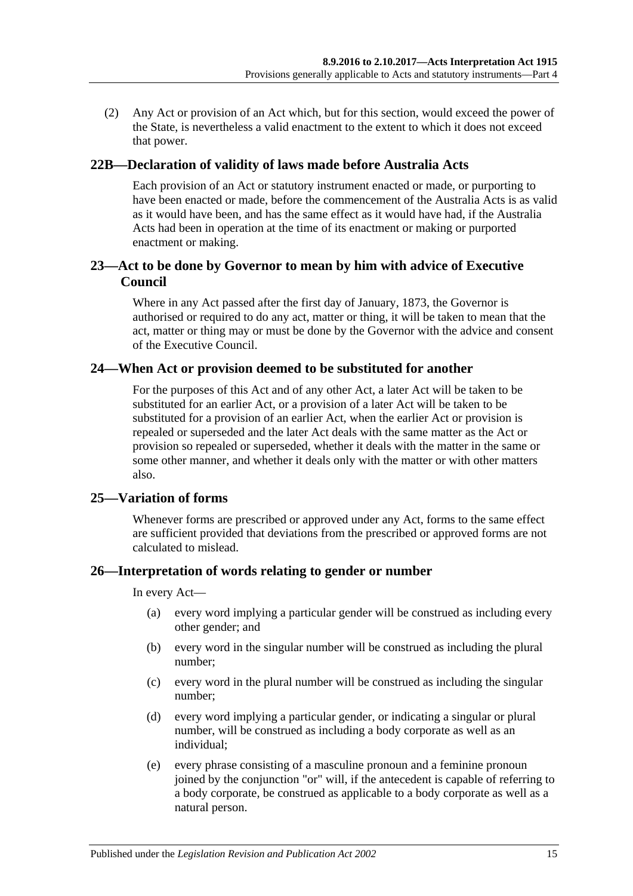(2) Any Act or provision of an Act which, but for this section, would exceed the power of the State, is nevertheless a valid enactment to the extent to which it does not exceed that power.

## 22B—Declaration of validity of laws made before Australia Acts

Each provision of an Act or statutory instrument enacted or made, or purporting to have been enacted or made, before the commencement of the Australia Acts is as valid as it would have been, and has the same effect as it would have had, if the Australia Acts had been in operation at the time of its enactment or making or purported enactment or making.

## 23—Act to be done by Governor to mean by him with advice of Executive Council

Where in any Act passed after the first day of January, 1873, the Governor is authorised or required to do any act, matter or thing, it will be taken to mean that the act, matter or thing may or must be done by the Governor with the advice and consent of the Executive Council.

## 24—When Act or provision deemed to be substituted for another

For the purposes of this Act and of any other Act, a later Act will be taken to be substituted for an earlier Act, or a provision of a later Act will be taken to be substituted for a provision of an earlier Act, when the earlier Act or provision is repealed or superseded and the later Act deals with the same matter as the Act or provision so repealed or superseded, whether it deals with the matter in the same or some other manner, and whether it deals only with the matter or with other matters also.

## 25—Variation of forms

Whenever forms are prescribed or approved under any Act, forms to the same effect are sufficient provided that deviations from the prescribed or approved forms are not calculated to mislead.

## 26—Interpretation of words relating to gender or number

In every Act—

(a) every word implying a particular gender will be construed as including every other gender; and

(b) every word in the singular number will be construed as including the plural number;

(c) every word in the plural number will be construed as including the singular number;

(d) every word implying a particular gender, or indicating a singular or plural number, will be construed as including a body corporate as well as an individual;

(e) every phrase consisting of a masculine pronoun and a feminine pronoun joined by the conjunction "or" will, if the antecedent is capable of referring to a body corporate, be construed as applicable to a body corporate as well as a natural person.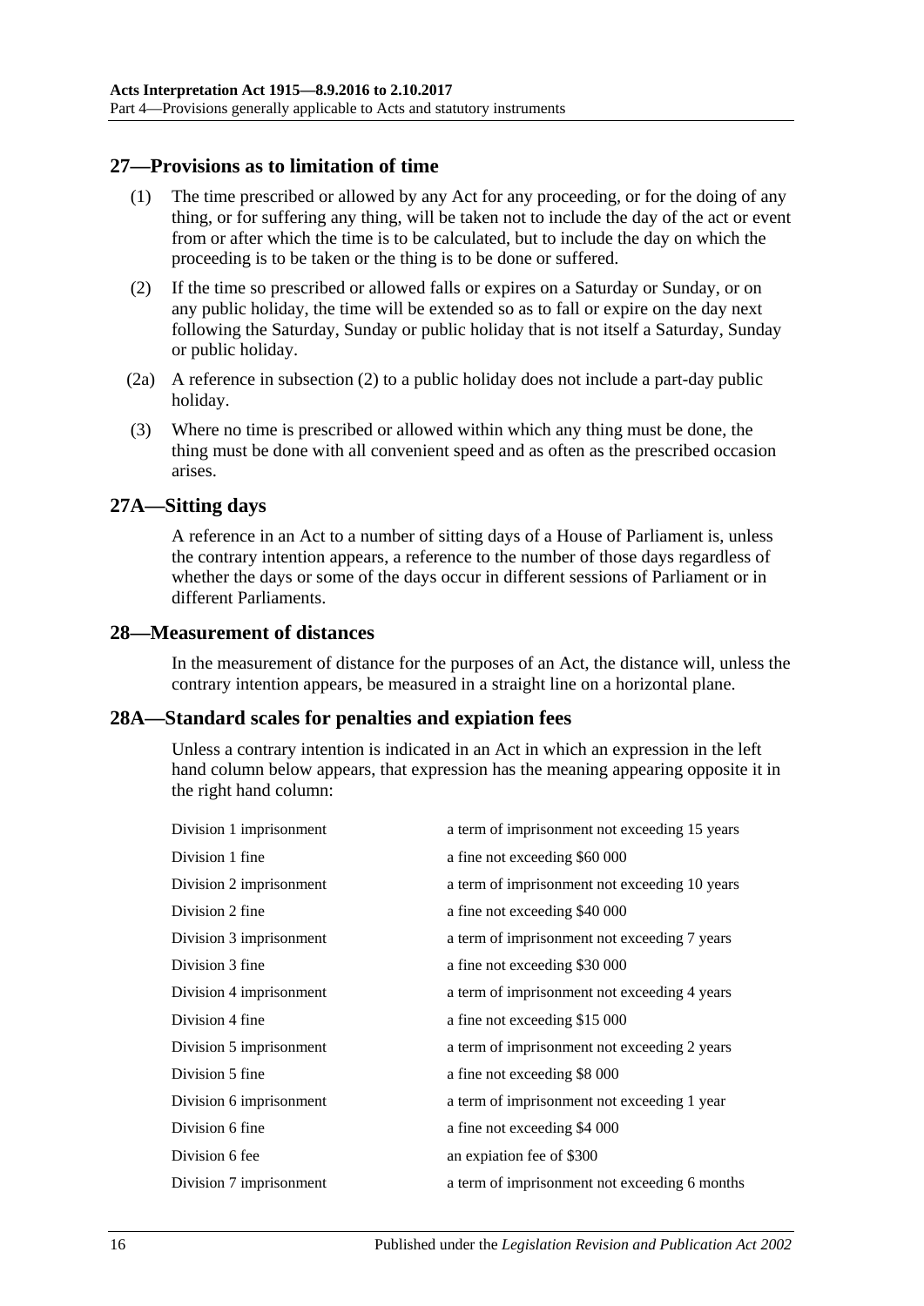## 27—Provisions as to limitation of time

(1) The time prescribed or allowed by any Act for any proceeding, or for the doing of any thing, or for suffering any thing, will be taken not to include the day of the act or event from or after which the time is to be calculated, but to include the day on which the proceeding is to be taken or the thing is to be done or suffered.

(2) If the time so prescribed or allowed falls or expires on a Saturday or Sunday, or on any public holiday, the time will be extended so as to fall or expire on the day next following the Saturday, Sunday or public holiday that is not itself a Saturday, Sunday or public holiday.

(2a) A reference in subsection (2) to a public holiday does not include a part-day public holiday.

(3) Where no time is prescribed or allowed within which any thing must be done, the thing must be done with all convenient speed and as often as the prescribed occasion arises.

## 27A—Sitting days

A reference in an Act to a number of sitting days of a House of Parliament is, unless the contrary intention appears, a reference to the number of those days regardless of whether the days or some of the days occur in different sessions of Parliament or in different Parliaments.

## 28—Measurement of distances

In the measurement of distance for the purposes of an Act, the distance will, unless the contrary intention appears, be measured in a straight line on a horizontal plane.

## 28A—Standard scales for penalties and expiation fees

Unless a contrary intention is indicated in an Act in which an expression in the left hand column below appears, that expression has the meaning appearing opposite it in the right hand column:

| | |
|---|---|
| Division 1 imprisonment | a term of imprisonment not exceeding 15 years |
| Division 1 fine | a fine not exceeding $60 000 |
| Division 2 imprisonment | a term of imprisonment not exceeding 10 years |
| Division 2 fine | a fine not exceeding $40 000 |
| Division 3 imprisonment | a term of imprisonment not exceeding 7 years |
| Division 3 fine | a fine not exceeding $30 000 |
| Division 4 imprisonment | a term of imprisonment not exceeding 4 years |
| Division 4 fine | a fine not exceeding $15 000 |
| Division 5 imprisonment | a term of imprisonment not exceeding 2 years |
| Division 5 fine | a fine not exceeding $8 000 |
| Division 6 imprisonment | a term of imprisonment not exceeding 1 year |
| Division 6 fine | a fine not exceeding $4 000 |
| Division 6 fee | an expiation fee of $300 |
| Division 7 imprisonment | a term of imprisonment not exceeding 6 months |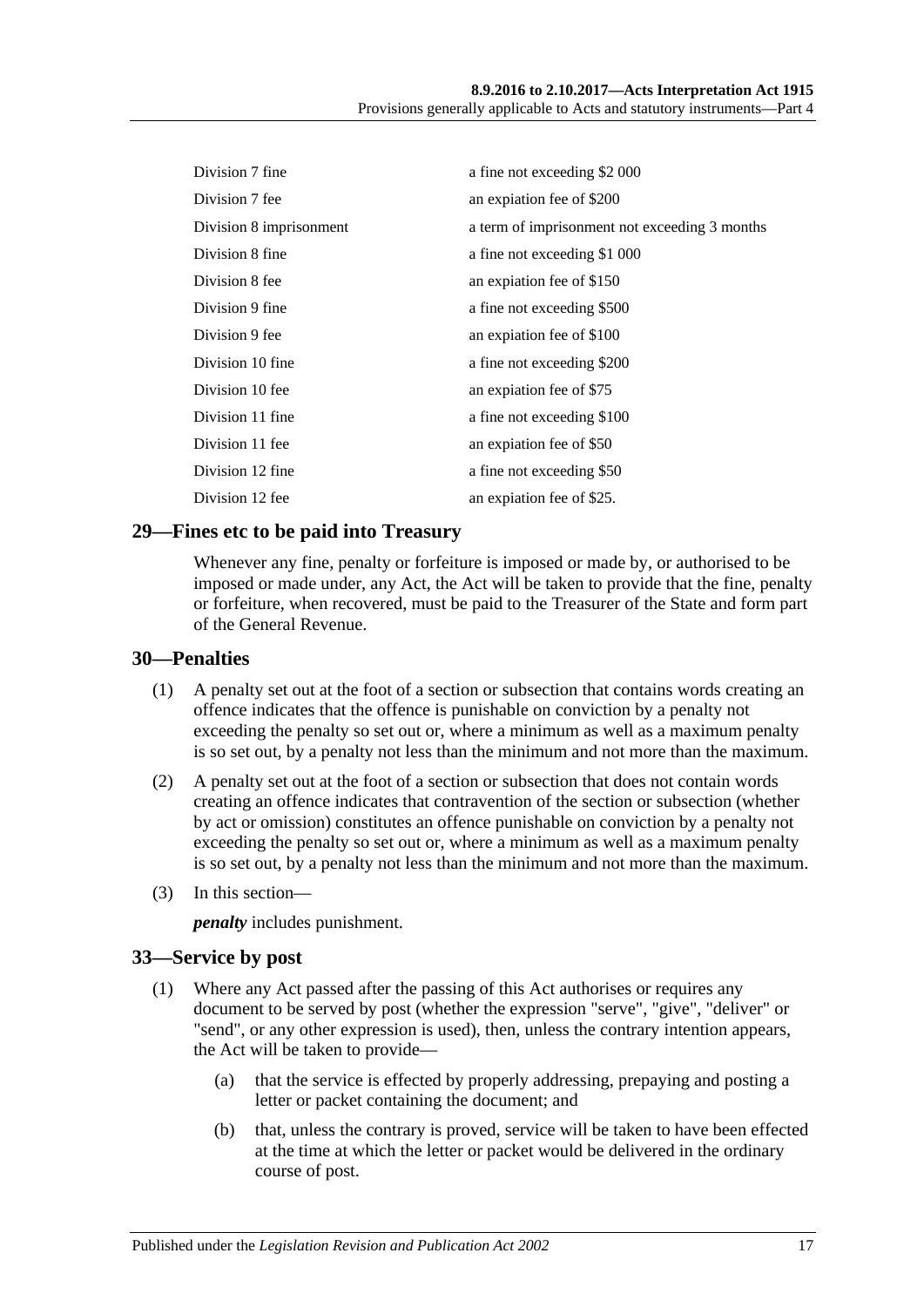| | |
|---|---|
| Division 7 fine | a fine not exceeding $2 000 |
| Division 7 fee | an expiation fee of $200 |
| Division 8 imprisonment | a term of imprisonment not exceeding 3 months |
| Division 8 fine | a fine not exceeding $1 000 |
| Division 8 fee | an expiation fee of $150 |
| Division 9 fine | a fine not exceeding $500 |
| Division 9 fee | an expiation fee of $100 |
| Division 10 fine | a fine not exceeding $200 |
| Division 10 fee | an expiation fee of $75 |
| Division 11 fine | a fine not exceeding $100 |
| Division 11 fee | an expiation fee of $50 |
| Division 12 fine | a fine not exceeding $50 |
| Division 12 fee | an expiation fee of $25. |

## 29—Fines etc to be paid into Treasury

Whenever any fine, penalty or forfeiture is imposed or made by, or authorised to be imposed or made under, any Act, the Act will be taken to provide that the fine, penalty or forfeiture, when recovered, must be paid to the Treasurer of the State and form part of the General Revenue.

## 30—Penalties

(1) A penalty set out at the foot of a section or subsection that contains words creating an offence indicates that the offence is punishable on conviction by a penalty not exceeding the penalty so set out or, where a minimum as well as a maximum penalty is so set out, by a penalty not less than the minimum and not more than the maximum.

(2) A penalty set out at the foot of a section or subsection that does not contain words creating an offence indicates that contravention of the section or subsection (whether by act or omission) constitutes an offence punishable on conviction by a penalty not exceeding the penalty so set out or, where a minimum as well as a maximum penalty is so set out, by a penalty not less than the minimum and not more than the maximum.

(3) In this section—

***penalty*** includes punishment.

## 33—Service by post

(1) Where any Act passed after the passing of this Act authorises or requires any document to be served by post (whether the expression "serve", "give", "deliver" or "send", or any other expression is used), then, unless the contrary intention appears, the Act will be taken to provide—

(a) that the service is effected by properly addressing, prepaying and posting a letter or packet containing the document; and

(b) that, unless the contrary is proved, service will be taken to have been effected at the time at which the letter or packet would be delivered in the ordinary course of post.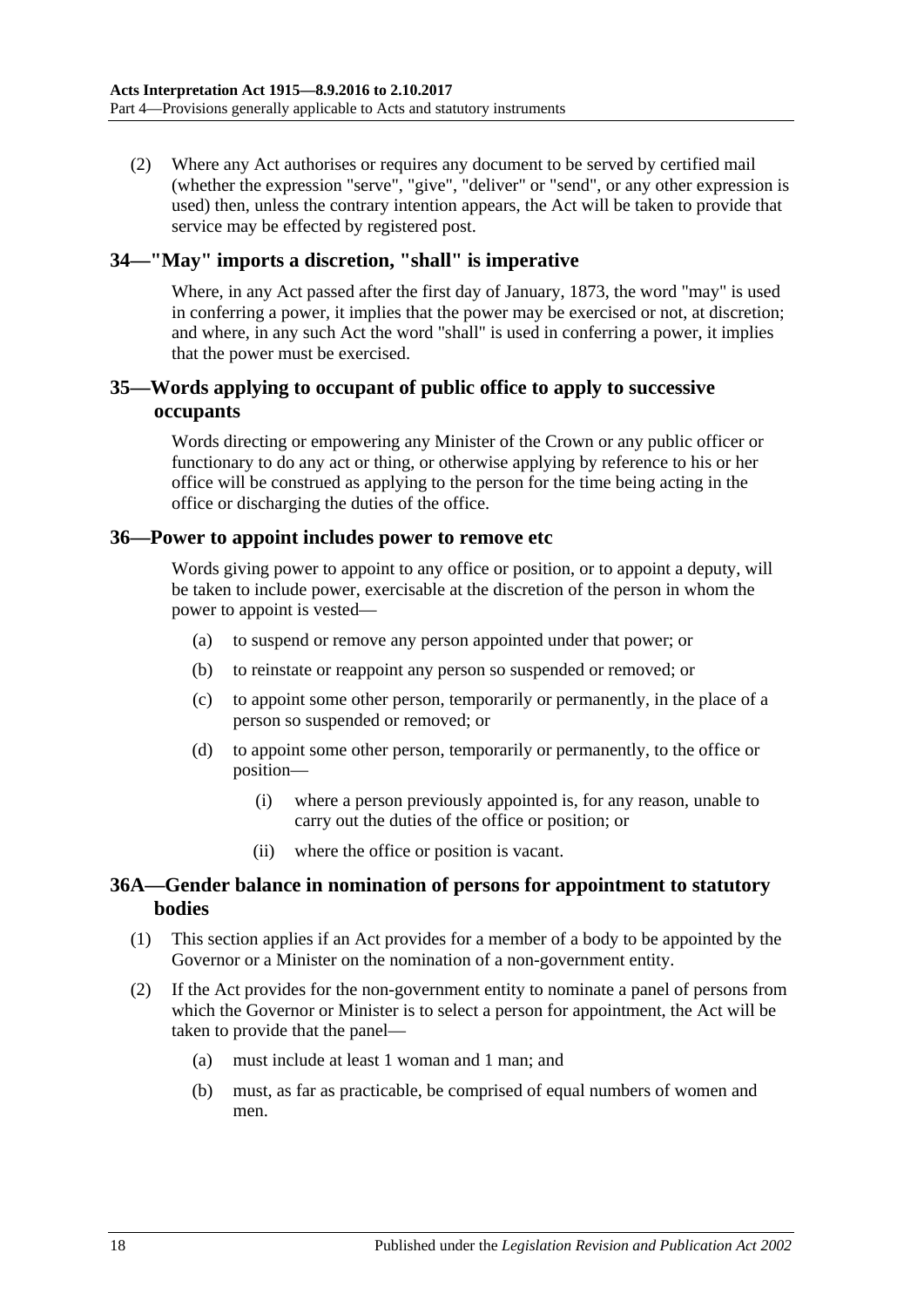(2) Where any Act authorises or requires any document to be served by certified mail (whether the expression "serve", "give", "deliver" or "send", or any other expression is used) then, unless the contrary intention appears, the Act will be taken to provide that service may be effected by registered post.

## 34—"May" imports a discretion, "shall" is imperative

Where, in any Act passed after the first day of January, 1873, the word "may" is used in conferring a power, it implies that the power may be exercised or not, at discretion; and where, in any such Act the word "shall" is used in conferring a power, it implies that the power must be exercised.

## 35—Words applying to occupant of public office to apply to successive occupants

Words directing or empowering any Minister of the Crown or any public officer or functionary to do any act or thing, or otherwise applying by reference to his or her office will be construed as applying to the person for the time being acting in the office or discharging the duties of the office.

## 36—Power to appoint includes power to remove etc

Words giving power to appoint to any office or position, or to appoint a deputy, will be taken to include power, exercisable at the discretion of the person in whom the power to appoint is vested—

- (a) to suspend or remove any person appointed under that power; or
- (b) to reinstate or reappoint any person so suspended or removed; or
- (c) to appoint some other person, temporarily or permanently, in the place of a person so suspended or removed; or
- (d) to appoint some other person, temporarily or permanently, to the office or position—
  - (i) where a person previously appointed is, for any reason, unable to carry out the duties of the office or position; or
  - (ii) where the office or position is vacant.

## 36A—Gender balance in nomination of persons for appointment to statutory bodies

(1) This section applies if an Act provides for a member of a body to be appointed by the Governor or a Minister on the nomination of a non-government entity.

(2) If the Act provides for the non-government entity to nominate a panel of persons from which the Governor or Minister is to select a person for appointment, the Act will be taken to provide that the panel—

- (a) must include at least 1 woman and 1 man; and
- (b) must, as far as practicable, be comprised of equal numbers of women and men.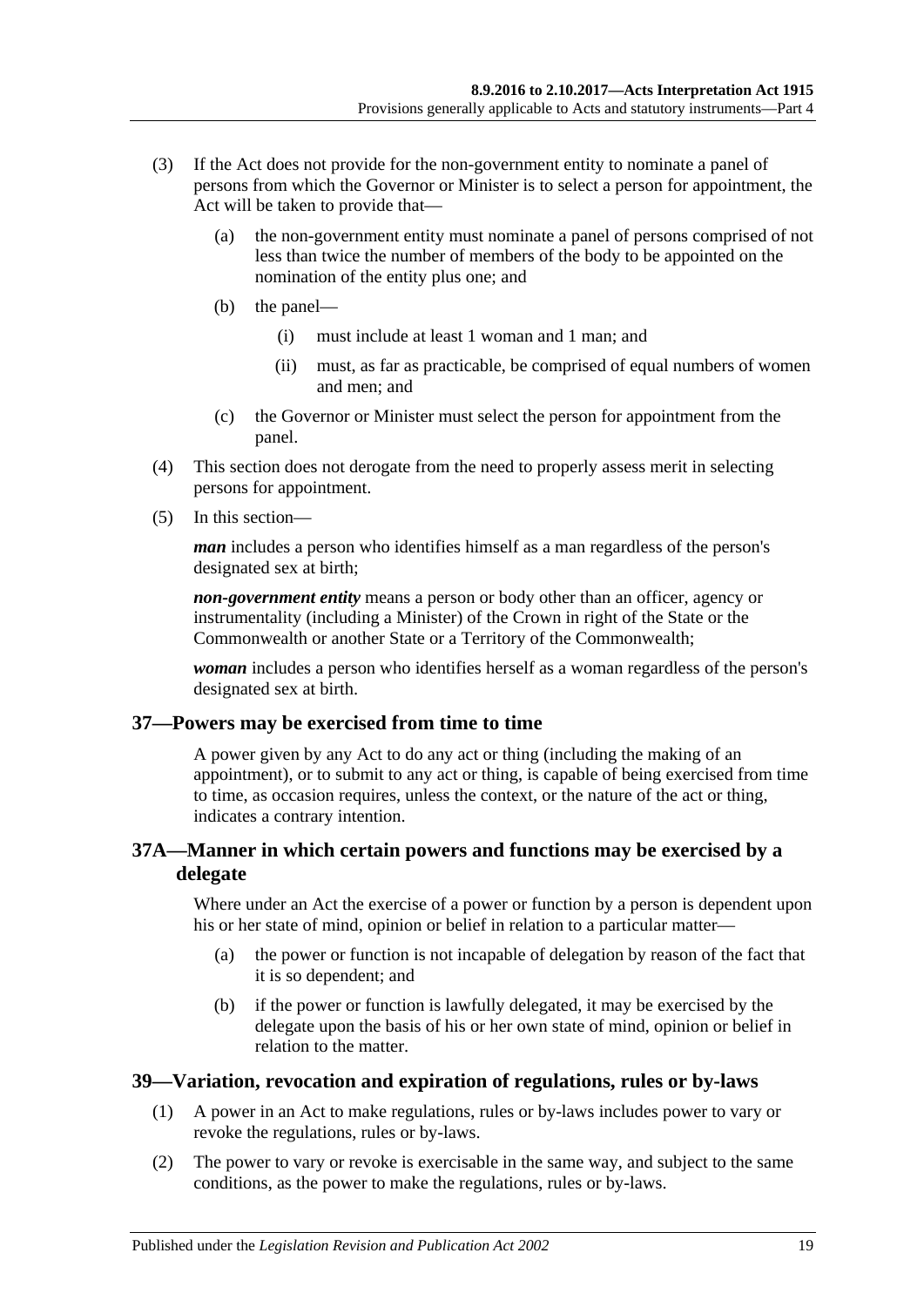(3) If the Act does not provide for the non-government entity to nominate a panel of persons from which the Governor or Minister is to select a person for appointment, the Act will be taken to provide that—

(a) the non-government entity must nominate a panel of persons comprised of not less than twice the number of members of the body to be appointed on the nomination of the entity plus one; and

(b) the panel—

(i) must include at least 1 woman and 1 man; and

(ii) must, as far as practicable, be comprised of equal numbers of women and men; and

(c) the Governor or Minister must select the person for appointment from the panel.

(4) This section does not derogate from the need to properly assess merit in selecting persons for appointment.

(5) In this section—

***man*** includes a person who identifies himself as a man regardless of the person's designated sex at birth;

***non-government entity*** means a person or body other than an officer, agency or instrumentality (including a Minister) of the Crown in right of the State or the Commonwealth or another State or a Territory of the Commonwealth;

***woman*** includes a person who identifies herself as a woman regardless of the person's designated sex at birth.

## 37—Powers may be exercised from time to time

A power given by any Act to do any act or thing (including the making of an appointment), or to submit to any act or thing, is capable of being exercised from time to time, as occasion requires, unless the context, or the nature of the act or thing, indicates a contrary intention.

## 37A—Manner in which certain powers and functions may be exercised by a delegate

Where under an Act the exercise of a power or function by a person is dependent upon his or her state of mind, opinion or belief in relation to a particular matter—

(a) the power or function is not incapable of delegation by reason of the fact that it is so dependent; and

(b) if the power or function is lawfully delegated, it may be exercised by the delegate upon the basis of his or her own state of mind, opinion or belief in relation to the matter.

## 39—Variation, revocation and expiration of regulations, rules or by-laws

(1) A power in an Act to make regulations, rules or by-laws includes power to vary or revoke the regulations, rules or by-laws.

(2) The power to vary or revoke is exercisable in the same way, and subject to the same conditions, as the power to make the regulations, rules or by-laws.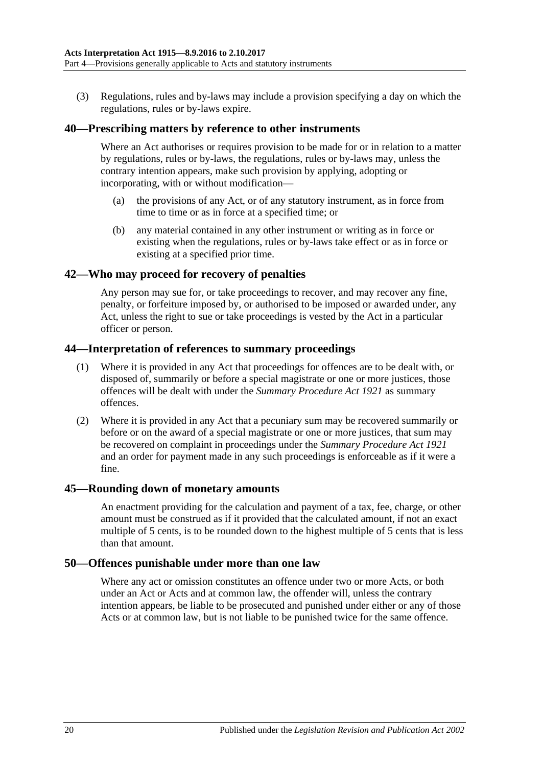(3) Regulations, rules and by-laws may include a provision specifying a day on which the regulations, rules or by-laws expire.

## 40—Prescribing matters by reference to other instruments

Where an Act authorises or requires provision to be made for or in relation to a matter by regulations, rules or by-laws, the regulations, rules or by-laws may, unless the contrary intention appears, make such provision by applying, adopting or incorporating, with or without modification—

(a) the provisions of any Act, or of any statutory instrument, as in force from time to time or as in force at a specified time; or

(b) any material contained in any other instrument or writing as in force or existing when the regulations, rules or by-laws take effect or as in force or existing at a specified prior time.

## 42—Who may proceed for recovery of penalties

Any person may sue for, or take proceedings to recover, and may recover any fine, penalty, or forfeiture imposed by, or authorised to be imposed or awarded under, any Act, unless the right to sue or take proceedings is vested by the Act in a particular officer or person.

## 44—Interpretation of references to summary proceedings

(1) Where it is provided in any Act that proceedings for offences are to be dealt with, or disposed of, summarily or before a special magistrate or one or more justices, those offences will be dealt with under the *Summary Procedure Act 1921* as summary offences.

(2) Where it is provided in any Act that a pecuniary sum may be recovered summarily or before or on the award of a special magistrate or one or more justices, that sum may be recovered on complaint in proceedings under the *Summary Procedure Act 1921* and an order for payment made in any such proceedings is enforceable as if it were a fine.

## 45—Rounding down of monetary amounts

An enactment providing for the calculation and payment of a tax, fee, charge, or other amount must be construed as if it provided that the calculated amount, if not an exact multiple of 5 cents, is to be rounded down to the highest multiple of 5 cents that is less than that amount.

## 50—Offences punishable under more than one law

Where any act or omission constitutes an offence under two or more Acts, or both under an Act or Acts and at common law, the offender will, unless the contrary intention appears, be liable to be prosecuted and punished under either or any of those Acts or at common law, but is not liable to be punished twice for the same offence.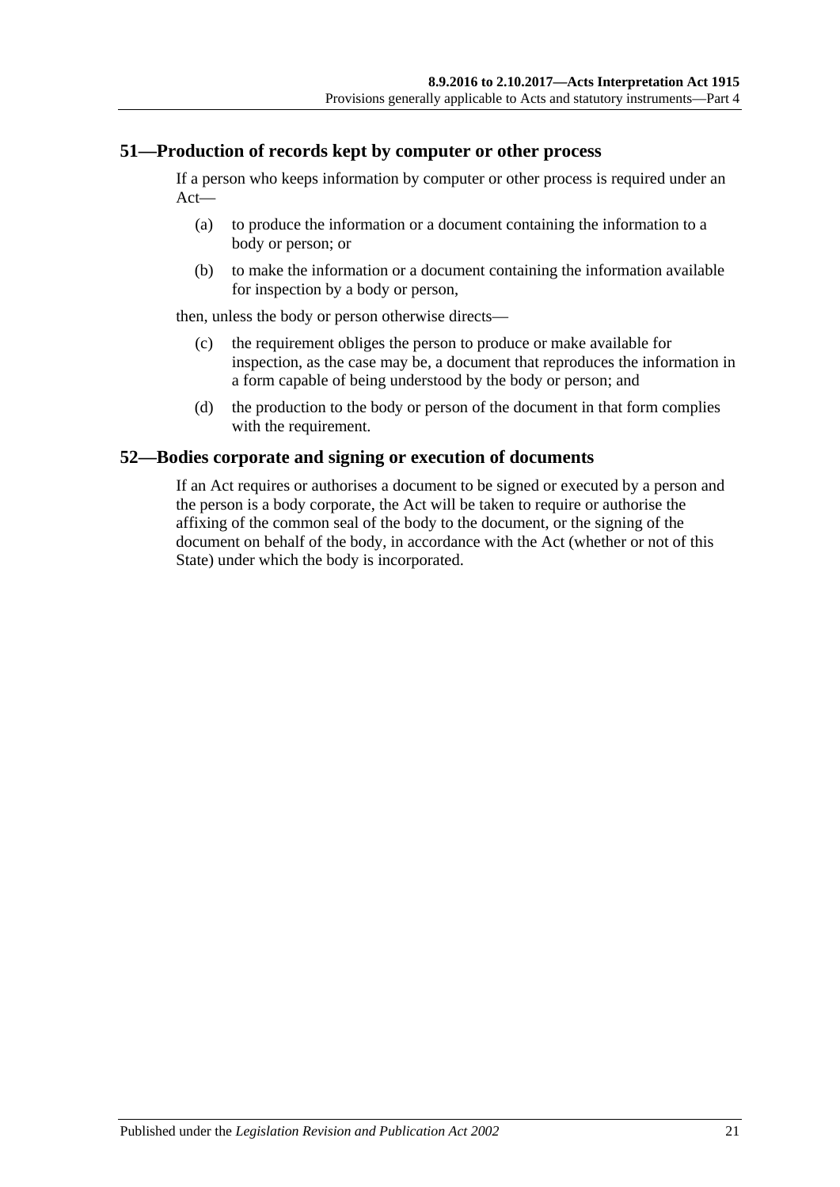## 51—Production of records kept by computer or other process

If a person who keeps information by computer or other process is required under an Act—

(a) to produce the information or a document containing the information to a body or person; or

(b) to make the information or a document containing the information available for inspection by a body or person,

then, unless the body or person otherwise directs—

(c) the requirement obliges the person to produce or make available for inspection, as the case may be, a document that reproduces the information in a form capable of being understood by the body or person; and

(d) the production to the body or person of the document in that form complies with the requirement.

## 52—Bodies corporate and signing or execution of documents

If an Act requires or authorises a document to be signed or executed by a person and the person is a body corporate, the Act will be taken to require or authorise the affixing of the common seal of the body to the document, or the signing of the document on behalf of the body, in accordance with the Act (whether or not of this State) under which the body is incorporated.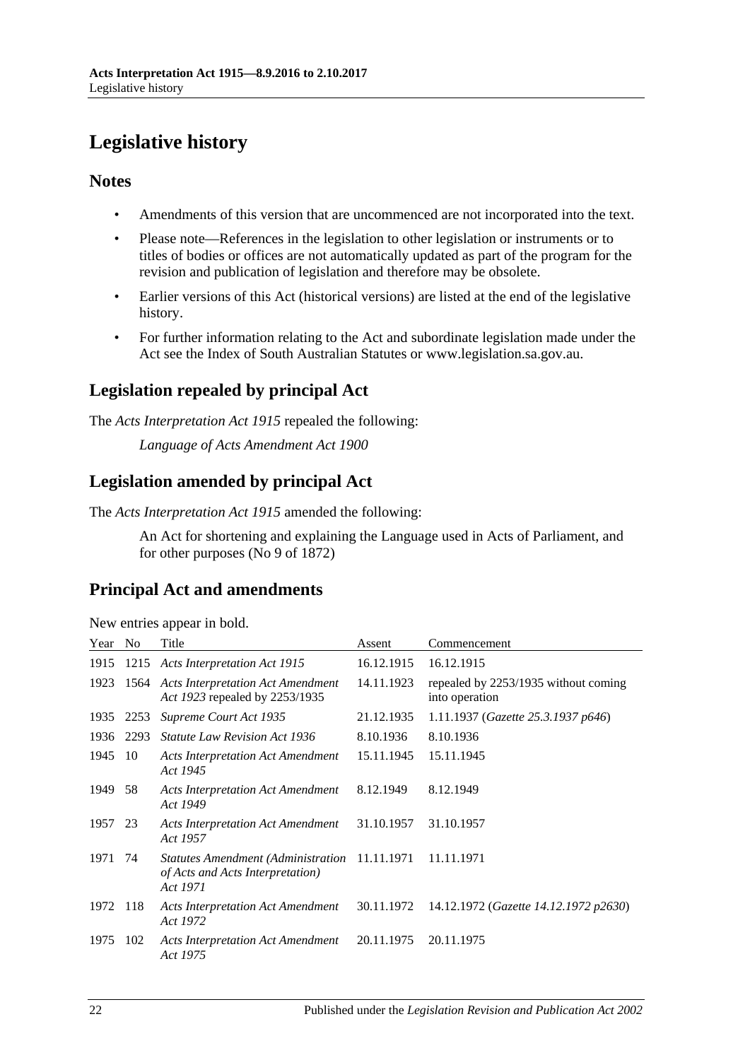# Legislative history

## Notes

- Amendments of this version that are uncommenced are not incorporated into the text.
- Please note—References in the legislation to other legislation or instruments or to titles of bodies or offices are not automatically updated as part of the program for the revision and publication of legislation and therefore may be obsolete.
- Earlier versions of this Act (historical versions) are listed at the end of the legislative history.
- For further information relating to the Act and subordinate legislation made under the Act see the Index of South Australian Statutes or www.legislation.sa.gov.au.

## Legislation repealed by principal Act

The *Acts Interpretation Act 1915* repealed the following:

*Language of Acts Amendment Act 1900*

## Legislation amended by principal Act

The *Acts Interpretation Act 1915* amended the following:

An Act for shortening and explaining the Language used in Acts of Parliament, and for other purposes (No 9 of 1872)

## Principal Act and amendments

New entries appear in bold.

| Year | No | Title | Assent | Commencement |
|---|---|---|---|---|
| 1915 | 1215 | *Acts Interpretation Act 1915* | 16.12.1915 | 16.12.1915 |
| 1923 | 1564 | *Acts Interpretation Act Amendment Act 1923* repealed by 2253/1935 | 14.11.1923 | repealed by 2253/1935 without coming into operation |
| 1935 | 2253 | *Supreme Court Act 1935* | 21.12.1935 | 1.11.1937 (*Gazette 25.3.1937 p646*) |
| 1936 | 2293 | *Statute Law Revision Act 1936* | 8.10.1936 | 8.10.1936 |
| 1945 | 10 | *Acts Interpretation Act Amendment Act 1945* | 15.11.1945 | 15.11.1945 |
| 1949 | 58 | *Acts Interpretation Act Amendment Act 1949* | 8.12.1949 | 8.12.1949 |
| 1957 | 23 | *Acts Interpretation Act Amendment Act 1957* | 31.10.1957 | 31.10.1957 |
| 1971 | 74 | *Statutes Amendment (Administration of Acts and Acts Interpretation) Act 1971* | 11.11.1971 | 11.11.1971 |
| 1972 | 118 | *Acts Interpretation Act Amendment Act 1972* | 30.11.1972 | 14.12.1972 (*Gazette 14.12.1972 p2630*) |
| 1975 | 102 | *Acts Interpretation Act Amendment Act 1975* | 20.11.1975 | 20.11.1975 |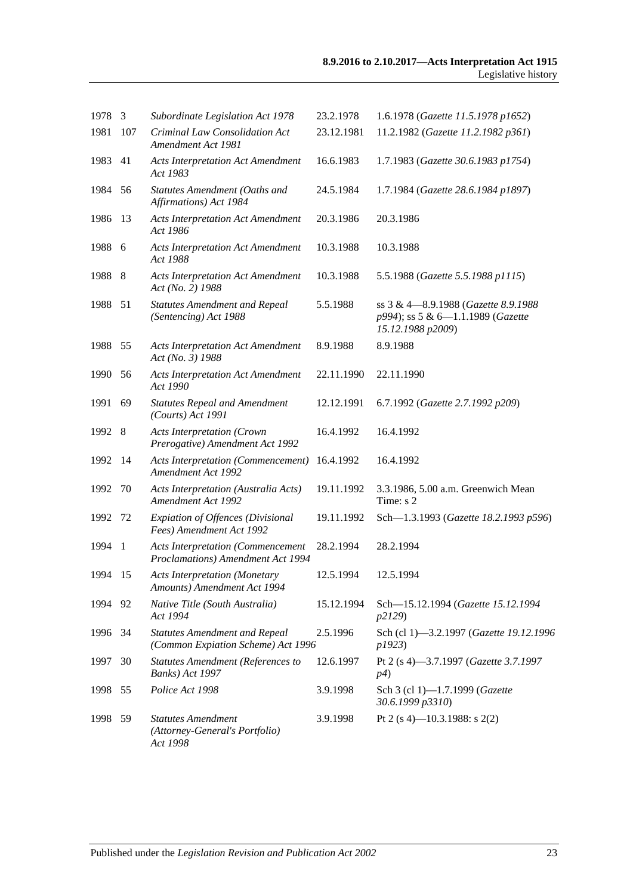| | | | | |
|---|---|---|---|---|
| 1978 | 3 | *Subordinate Legislation Act 1978* | 23.2.1978 | 1.6.1978 (*Gazette 11.5.1978 p1652*) |
| 1981 | 107 | *Criminal Law Consolidation Act Amendment Act 1981* | 23.12.1981 | 11.2.1982 (*Gazette 11.2.1982 p361*) |
| 1983 | 41 | *Acts Interpretation Act Amendment Act 1983* | 16.6.1983 | 1.7.1983 (*Gazette 30.6.1983 p1754*) |
| 1984 | 56 | *Statutes Amendment (Oaths and Affirmations) Act 1984* | 24.5.1984 | 1.7.1984 (*Gazette 28.6.1984 p1897*) |
| 1986 | 13 | *Acts Interpretation Act Amendment Act 1986* | 20.3.1986 | 20.3.1986 |
| 1988 | 6 | *Acts Interpretation Act Amendment Act 1988* | 10.3.1988 | 10.3.1988 |
| 1988 | 8 | *Acts Interpretation Act Amendment Act (No. 2) 1988* | 10.3.1988 | 5.5.1988 (*Gazette 5.5.1988 p1115*) |
| 1988 | 51 | *Statutes Amendment and Repeal (Sentencing) Act 1988* | 5.5.1988 | ss 3 & 4—8.9.1988 (*Gazette 8.9.1988 p994*); ss 5 & 6—1.1.1989 (*Gazette 15.12.1988 p2009*) |
| 1988 | 55 | *Acts Interpretation Act Amendment Act (No. 3) 1988* | 8.9.1988 | 8.9.1988 |
| 1990 | 56 | *Acts Interpretation Act Amendment Act 1990* | 22.11.1990 | 22.11.1990 |
| 1991 | 69 | *Statutes Repeal and Amendment (Courts) Act 1991* | 12.12.1991 | 6.7.1992 (*Gazette 2.7.1992 p209*) |
| 1992 | 8 | *Acts Interpretation (Crown Prerogative) Amendment Act 1992* | 16.4.1992 | 16.4.1992 |
| 1992 | 14 | *Acts Interpretation (Commencement) Amendment Act 1992* | 16.4.1992 | 16.4.1992 |
| 1992 | 70 | *Acts Interpretation (Australia Acts) Amendment Act 1992* | 19.11.1992 | 3.3.1986, 5.00 a.m. Greenwich Mean Time: s 2 |
| 1992 | 72 | *Expiation of Offences (Divisional Fees) Amendment Act 1992* | 19.11.1992 | Sch—1.3.1993 (*Gazette 18.2.1993 p596*) |
| 1994 | 1 | *Acts Interpretation (Commencement Proclamations) Amendment Act 1994* | 28.2.1994 | 28.2.1994 |
| 1994 | 15 | *Acts Interpretation (Monetary Amounts) Amendment Act 1994* | 12.5.1994 | 12.5.1994 |
| 1994 | 92 | *Native Title (South Australia) Act 1994* | 15.12.1994 | Sch—15.12.1994 (*Gazette 15.12.1994 p2129*) |
| 1996 | 34 | *Statutes Amendment and Repeal (Common Expiation Scheme) Act 1996* | 2.5.1996 | Sch (cl 1)—3.2.1997 (*Gazette 19.12.1996 p1923*) |
| 1997 | 30 | *Statutes Amendment (References to Banks) Act 1997* | 12.6.1997 | Pt 2 (s 4)—3.7.1997 (*Gazette 3.7.1997 p4*) |
| 1998 | 55 | *Police Act 1998* | 3.9.1998 | Sch 3 (cl 1)—1.7.1999 (*Gazette 30.6.1999 p3310*) |
| 1998 | 59 | *Statutes Amendment (Attorney-General's Portfolio) Act 1998* | 3.9.1998 | Pt 2 (s 4)—10.3.1988: s 2(2) |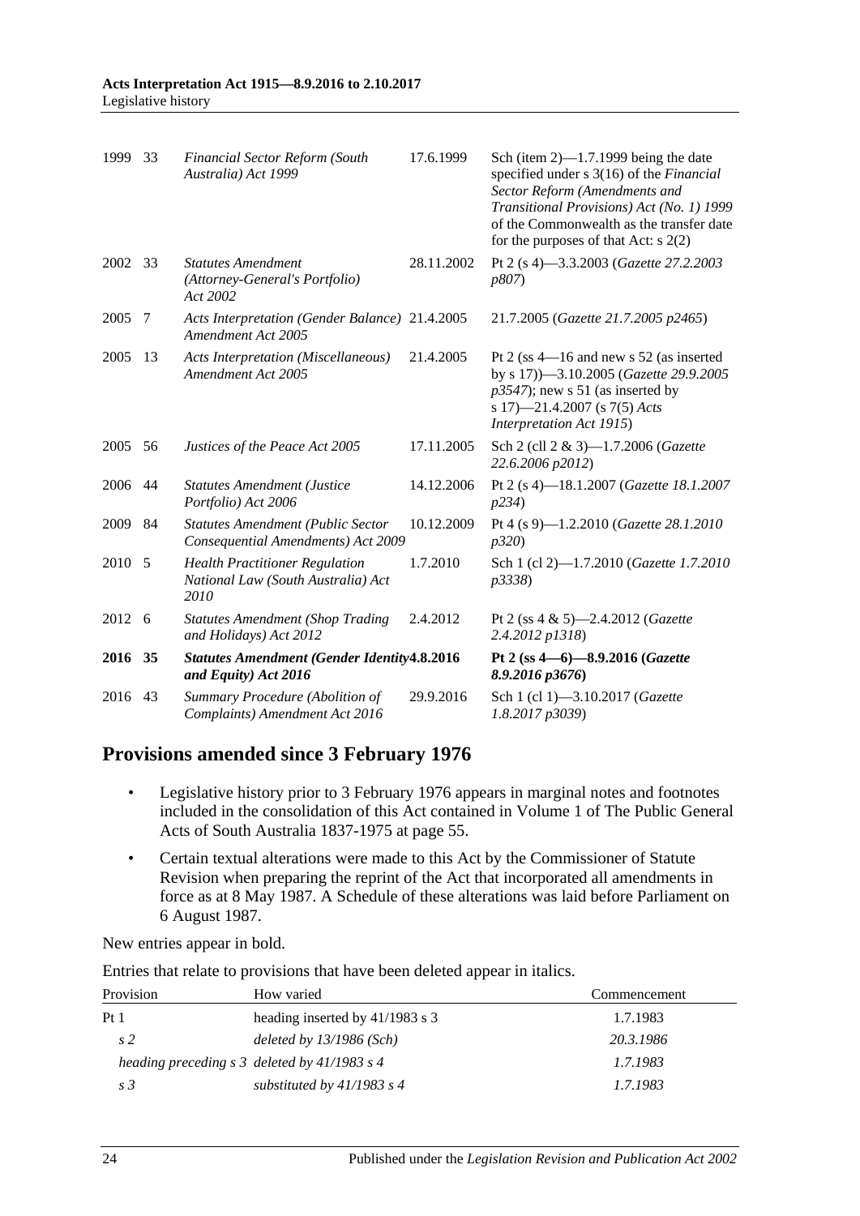| | | | | |
|---|---|---|---|---|
| 1999 | 33 | *Financial Sector Reform (South Australia) Act 1999* | 17.6.1999 | Sch (item 2)—1.7.1999 being the date specified under s 3(16) of the *Financial Sector Reform (Amendments and Transitional Provisions) Act (No. 1) 1999* of the Commonwealth as the transfer date for the purposes of that Act: s 2(2) |
| 2002 | 33 | *Statutes Amendment (Attorney-General's Portfolio) Act 2002* | 28.11.2002 | Pt 2 (s 4)—3.3.2003 (*Gazette 27.2.2003 p807*) |
| 2005 | 7 | *Acts Interpretation (Gender Balance) Amendment Act 2005* | 21.4.2005 | 21.7.2005 (*Gazette 21.7.2005 p2465*) |
| 2005 | 13 | *Acts Interpretation (Miscellaneous) Amendment Act 2005* | 21.4.2005 | Pt 2 (ss 4—16 and new s 52 (as inserted by s 17))—3.10.2005 (*Gazette 29.9.2005 p3547*); new s 51 (as inserted by s 17)—21.4.2007 (s 7(5) *Acts Interpretation Act 1915*) |
| 2005 | 56 | *Justices of the Peace Act 2005* | 17.11.2005 | Sch 2 (cll 2 & 3)—1.7.2006 (*Gazette 22.6.2006 p2012*) |
| 2006 | 44 | *Statutes Amendment (Justice Portfolio) Act 2006* | 14.12.2006 | Pt 2 (s 4)—18.1.2007 (*Gazette 18.1.2007 p234*) |
| 2009 | 84 | *Statutes Amendment (Public Sector Consequential Amendments) Act 2009* | 10.12.2009 | Pt 4 (s 9)—1.2.2010 (*Gazette 28.1.2010 p320*) |
| 2010 | 5 | *Health Practitioner Regulation National Law (South Australia) Act 2010* | 1.7.2010 | Sch 1 (cl 2)—1.7.2010 (*Gazette 1.7.2010 p3338*) |
| 2012 | 6 | *Statutes Amendment (Shop Trading and Holidays) Act 2012* | 2.4.2012 | Pt 2 (ss 4 & 5)—2.4.2012 (*Gazette 2.4.2012 p1318*) |
| **2016** | **35** | ***Statutes Amendment (Gender Identity and Equity) Act 2016*** | **4.8.2016** | **Pt 2 (ss 4—6)—8.9.2016 (*Gazette 8.9.2016 p3676*)** |
| 2016 | 43 | *Summary Procedure (Abolition of Complaints) Amendment Act 2016* | 29.9.2016 | Sch 1 (cl 1)—3.10.2017 (*Gazette 1.8.2017 p3039*) |

## Provisions amended since 3 February 1976

- Legislative history prior to 3 February 1976 appears in marginal notes and footnotes included in the consolidation of this Act contained in Volume 1 of The Public General Acts of South Australia 1837-1975 at page 55.
- Certain textual alterations were made to this Act by the Commissioner of Statute Revision when preparing the reprint of the Act that incorporated all amendments in force as at 8 May 1987. A Schedule of these alterations was laid before Parliament on 6 August 1987.

New entries appear in bold.

Entries that relate to provisions that have been deleted appear in italics.

| Provision | How varied | Commencement |
|---|---|---|
| Pt 1 | heading inserted by 41/1983 s 3 | 1.7.1983 |
| *s 2* | *deleted by 13/1986 (Sch)* | *20.3.1986* |
| *heading preceding s 3* | *deleted by 41/1983 s 4* | *1.7.1983* |
| *s 3* | *substituted by 41/1983 s 4* | *1.7.1983* |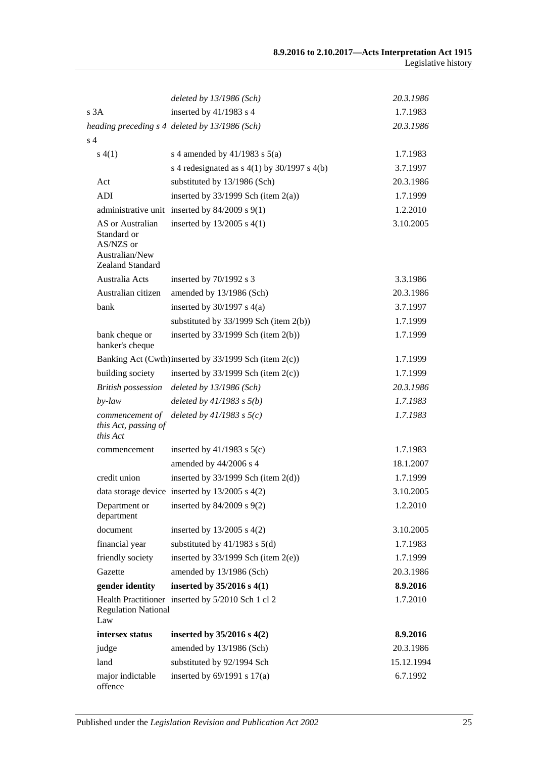| | | |
|---|---|---|
| | *deleted by 13/1986 (Sch)* | *20.3.1986* |
| s 3A | inserted by 41/1983 s 4 | 1.7.1983 |
| *heading preceding s 4* | *deleted by 13/1986 (Sch)* | *20.3.1986* |
| s 4 | | |
| s 4(1) | s 4 amended by 41/1983 s 5(a) | 1.7.1983 |
| | s 4 redesignated as s 4(1) by 30/1997 s 4(b) | 3.7.1997 |
| Act | substituted by 13/1986 (Sch) | 20.3.1986 |
| ADI | inserted by 33/1999 Sch (item 2(a)) | 1.7.1999 |
| administrative unit | inserted by 84/2009 s 9(1) | 1.2.2010 |
| AS or Australian Standard or AS/NZS or Australian/New Zealand Standard | inserted by 13/2005 s 4(1) | 3.10.2005 |
| Australia Acts | inserted by 70/1992 s 3 | 3.3.1986 |
| Australian citizen | amended by 13/1986 (Sch) | 20.3.1986 |
| bank | inserted by 30/1997 s 4(a) | 3.7.1997 |
| | substituted by 33/1999 Sch (item 2(b)) | 1.7.1999 |
| bank cheque or banker's cheque | inserted by 33/1999 Sch (item 2(b)) | 1.7.1999 |
| Banking Act (Cwth) | inserted by 33/1999 Sch (item 2(c)) | 1.7.1999 |
| building society | inserted by 33/1999 Sch (item 2(c)) | 1.7.1999 |
| *British possession* | *deleted by 13/1986 (Sch)* | *20.3.1986* |
| *by-law* | *deleted by 41/1983 s 5(b)* | *1.7.1983* |
| *commencement of this Act, passing of this Act* | *deleted by 41/1983 s 5(c)* | *1.7.1983* |
| commencement | inserted by 41/1983 s 5(c) | 1.7.1983 |
| | amended by 44/2006 s 4 | 18.1.2007 |
| credit union | inserted by 33/1999 Sch (item 2(d)) | 1.7.1999 |
| data storage device | inserted by 13/2005 s 4(2) | 3.10.2005 |
| Department or department | inserted by 84/2009 s 9(2) | 1.2.2010 |
| document | inserted by 13/2005 s 4(2) | 3.10.2005 |
| financial year | substituted by 41/1983 s 5(d) | 1.7.1983 |
| friendly society | inserted by 33/1999 Sch (item 2(e)) | 1.7.1999 |
| Gazette | amended by 13/1986 (Sch) | 20.3.1986 |
| **gender identity** | **inserted by 35/2016 s 4(1)** | **8.9.2016** |
| Health Practitioner Regulation National Law | inserted by 5/2010 Sch 1 cl 2 | 1.7.2010 |
| **intersex status** | **inserted by 35/2016 s 4(2)** | **8.9.2016** |
| judge | amended by 13/1986 (Sch) | 20.3.1986 |
| land | substituted by 92/1994 Sch | 15.12.1994 |
| major indictable offence | inserted by 69/1991 s 17(a) | 6.7.1992 |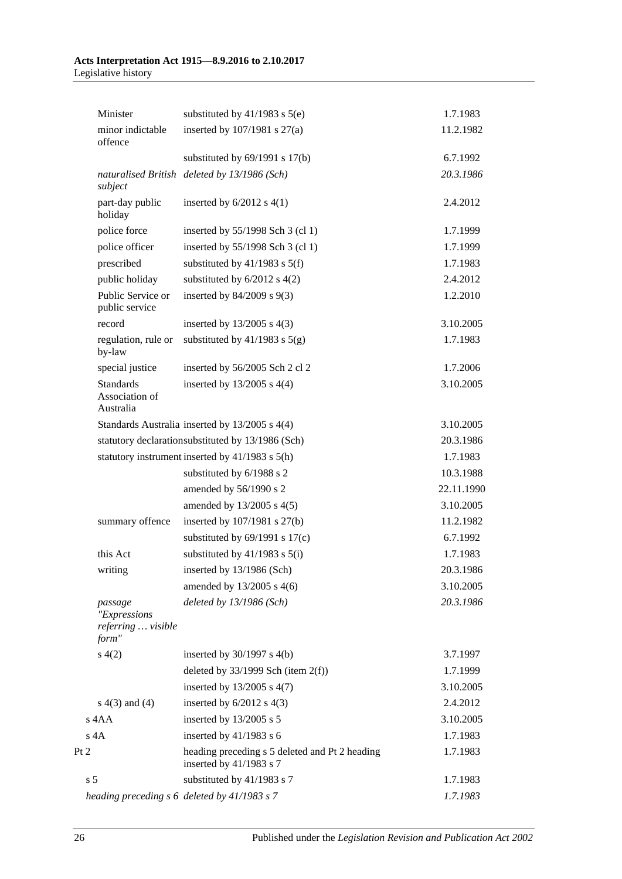| Provision | How varied | Commencement |
|---|---|---|
| Minister | substituted by 41/1983 s 5(e) | 1.7.1983 |
| minor indictable offence | inserted by 107/1981 s 27(a) | 11.2.1982 |
| | substituted by 69/1991 s 17(b) | 6.7.1992 |
| *naturalised British subject* | *deleted by 13/1986 (Sch)* | *20.3.1986* |
| part-day public holiday | inserted by 6/2012 s 4(1) | 2.4.2012 |
| police force | inserted by 55/1998 Sch 3 (cl 1) | 1.7.1999 |
| police officer | inserted by 55/1998 Sch 3 (cl 1) | 1.7.1999 |
| prescribed | substituted by 41/1983 s 5(f) | 1.7.1983 |
| public holiday | substituted by 6/2012 s 4(2) | 2.4.2012 |
| Public Service or public service | inserted by 84/2009 s 9(3) | 1.2.2010 |
| record | inserted by 13/2005 s 4(3) | 3.10.2005 |
| regulation, rule or by-law | substituted by 41/1983 s 5(g) | 1.7.1983 |
| special justice | inserted by 56/2005 Sch 2 cl 2 | 1.7.2006 |
| Standards Association of Australia | inserted by 13/2005 s 4(4) | 3.10.2005 |
| Standards Australia | inserted by 13/2005 s 4(4) | 3.10.2005 |
| statutory declaration | substituted by 13/1986 (Sch) | 20.3.1986 |
| statutory instrument | inserted by 41/1983 s 5(h) | 1.7.1983 |
| | substituted by 6/1988 s 2 | 10.3.1988 |
| | amended by 56/1990 s 2 | 22.11.1990 |
| | amended by 13/2005 s 4(5) | 3.10.2005 |
| summary offence | inserted by 107/1981 s 27(b) | 11.2.1982 |
| | substituted by 69/1991 s 17(c) | 6.7.1992 |
| this Act | substituted by 41/1983 s 5(i) | 1.7.1983 |
| writing | inserted by 13/1986 (Sch) | 20.3.1986 |
| | amended by 13/2005 s 4(6) | 3.10.2005 |
| *passage "Expressions referring … visible form"* | *deleted by 13/1986 (Sch)* | *20.3.1986* |
| s 4(2) | inserted by 30/1997 s 4(b) | 3.7.1997 |
| | deleted by 33/1999 Sch (item 2(f)) | 1.7.1999 |
| | inserted by 13/2005 s 4(7) | 3.10.2005 |
| s 4(3) and (4) | inserted by 6/2012 s 4(3) | 2.4.2012 |
| s 4AA | inserted by 13/2005 s 5 | 3.10.2005 |
| s 4A | inserted by 41/1983 s 6 | 1.7.1983 |
| Pt 2 | heading preceding s 5 deleted and Pt 2 heading inserted by 41/1983 s 7 | 1.7.1983 |
| s 5 | substituted by 41/1983 s 7 | 1.7.1983 |
| *heading preceding s 6* | *deleted by 41/1983 s 7* | *1.7.1983* |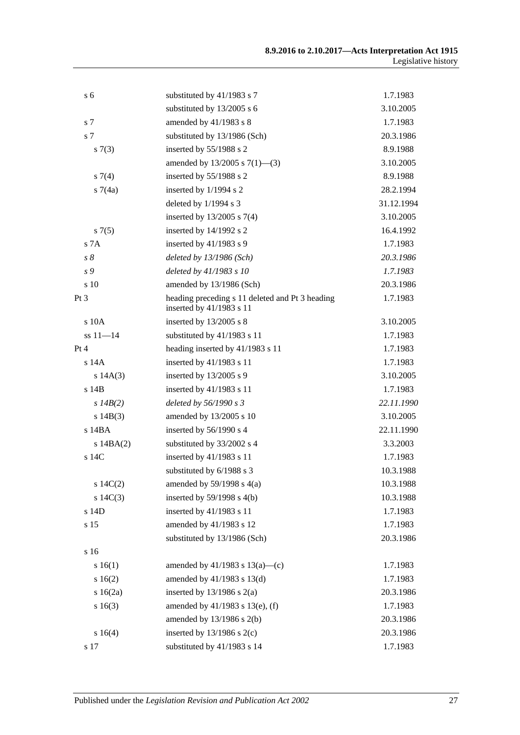| | | |
|---|---|---|
| s 6 | substituted by 41/1983 s 7 | 1.7.1983 |
| | substituted by 13/2005 s 6 | 3.10.2005 |
| s 7 | amended by 41/1983 s 8 | 1.7.1983 |
| s 7 | substituted by 13/1986 (Sch) | 20.3.1986 |
| s 7(3) | inserted by 55/1988 s 2 | 8.9.1988 |
| | amended by 13/2005 s 7(1)—(3) | 3.10.2005 |
| s 7(4) | inserted by 55/1988 s 2 | 8.9.1988 |
| s 7(4a) | inserted by 1/1994 s 2 | 28.2.1994 |
| | deleted by 1/1994 s 3 | 31.12.1994 |
| | inserted by 13/2005 s 7(4) | 3.10.2005 |
| s 7(5) | inserted by 14/1992 s 2 | 16.4.1992 |
| s 7A | inserted by 41/1983 s 9 | 1.7.1983 |
| *s 8* | *deleted by 13/1986 (Sch)* | *20.3.1986* |
| *s 9* | *deleted by 41/1983 s 10* | *1.7.1983* |
| s 10 | amended by 13/1986 (Sch) | 20.3.1986 |
| Pt 3 | heading preceding s 11 deleted and Pt 3 heading inserted by 41/1983 s 11 | 1.7.1983 |
| s 10A | inserted by 13/2005 s 8 | 3.10.2005 |
| ss 11—14 | substituted by 41/1983 s 11 | 1.7.1983 |
| Pt 4 | heading inserted by 41/1983 s 11 | 1.7.1983 |
| s 14A | inserted by 41/1983 s 11 | 1.7.1983 |
| s 14A(3) | inserted by 13/2005 s 9 | 3.10.2005 |
| s 14B | inserted by 41/1983 s 11 | 1.7.1983 |
| *s 14B(2)* | *deleted by 56/1990 s 3* | *22.11.1990* |
| s 14B(3) | amended by 13/2005 s 10 | 3.10.2005 |
| s 14BA | inserted by 56/1990 s 4 | 22.11.1990 |
| s 14BA(2) | substituted by 33/2002 s 4 | 3.3.2003 |
| s 14C | inserted by 41/1983 s 11 | 1.7.1983 |
| | substituted by 6/1988 s 3 | 10.3.1988 |
| s 14C(2) | amended by 59/1998 s 4(a) | 10.3.1988 |
| s 14C(3) | inserted by 59/1998 s 4(b) | 10.3.1988 |
| s 14D | inserted by 41/1983 s 11 | 1.7.1983 |
| s 15 | amended by 41/1983 s 12 | 1.7.1983 |
| | substituted by 13/1986 (Sch) | 20.3.1986 |
| s 16 | | |
| s 16(1) | amended by 41/1983 s 13(a)—(c) | 1.7.1983 |
| s 16(2) | amended by 41/1983 s 13(d) | 1.7.1983 |
| s 16(2a) | inserted by 13/1986 s 2(a) | 20.3.1986 |
| s 16(3) | amended by 41/1983 s 13(e), (f) | 1.7.1983 |
| | amended by 13/1986 s 2(b) | 20.3.1986 |
| s 16(4) | inserted by 13/1986 s 2(c) | 20.3.1986 |
| s 17 | substituted by 41/1983 s 14 | 1.7.1983 |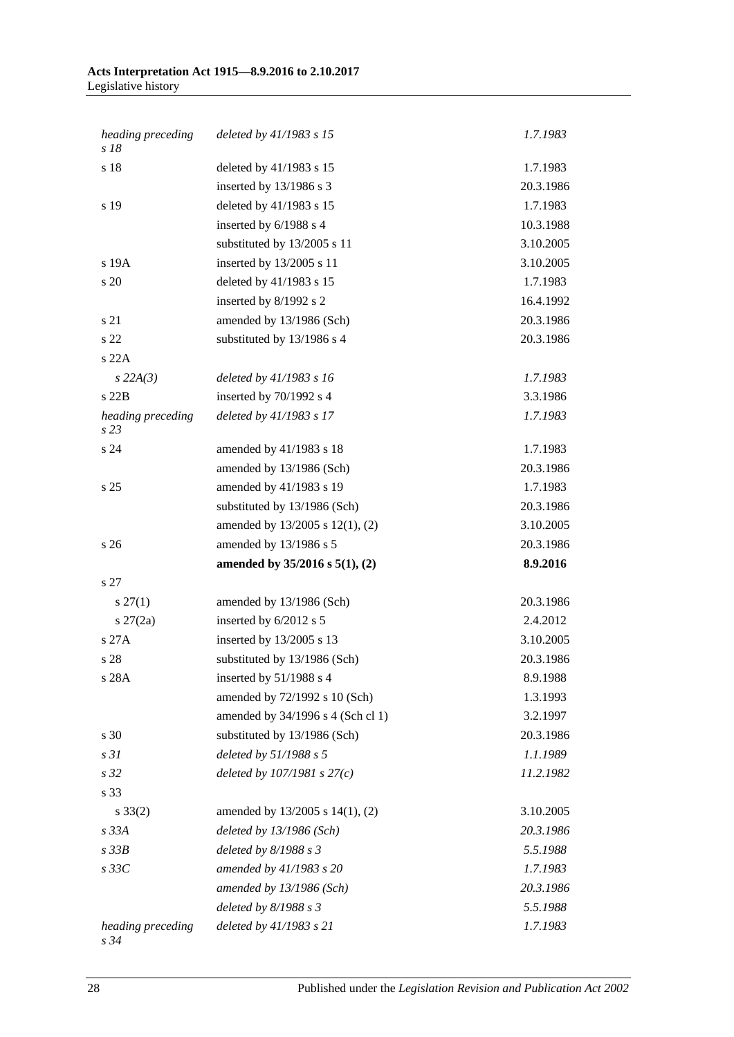| | | |
|---|---|---|
| *heading preceding s 18* | *deleted by 41/1983 s 15* | *1.7.1983* |
| s 18 | deleted by 41/1983 s 15 | 1.7.1983 |
| | inserted by 13/1986 s 3 | 20.3.1986 |
| s 19 | deleted by 41/1983 s 15 | 1.7.1983 |
| | inserted by 6/1988 s 4 | 10.3.1988 |
| | substituted by 13/2005 s 11 | 3.10.2005 |
| s 19A | inserted by 13/2005 s 11 | 3.10.2005 |
| s 20 | deleted by 41/1983 s 15 | 1.7.1983 |
| | inserted by 8/1992 s 2 | 16.4.1992 |
| s 21 | amended by 13/1986 (Sch) | 20.3.1986 |
| s 22 | substituted by 13/1986 s 4 | 20.3.1986 |
| s 22A | | |
| *s 22A(3)* | *deleted by 41/1983 s 16* | *1.7.1983* |
| s 22B | inserted by 70/1992 s 4 | 3.3.1986 |
| *heading preceding s 23* | *deleted by 41/1983 s 17* | *1.7.1983* |
| s 24 | amended by 41/1983 s 18 | 1.7.1983 |
| | amended by 13/1986 (Sch) | 20.3.1986 |
| s 25 | amended by 41/1983 s 19 | 1.7.1983 |
| | substituted by 13/1986 (Sch) | 20.3.1986 |
| | amended by 13/2005 s 12(1), (2) | 3.10.2005 |
| s 26 | amended by 13/1986 s 5 | 20.3.1986 |
| | **amended by 35/2016 s 5(1), (2)** | **8.9.2016** |
| s 27 | | |
| s 27(1) | amended by 13/1986 (Sch) | 20.3.1986 |
| s 27(2a) | inserted by 6/2012 s 5 | 2.4.2012 |
| s 27A | inserted by 13/2005 s 13 | 3.10.2005 |
| s 28 | substituted by 13/1986 (Sch) | 20.3.1986 |
| s 28A | inserted by 51/1988 s 4 | 8.9.1988 |
| | amended by 72/1992 s 10 (Sch) | 1.3.1993 |
| | amended by 34/1996 s 4 (Sch cl 1) | 3.2.1997 |
| s 30 | substituted by 13/1986 (Sch) | 20.3.1986 |
| *s 31* | *deleted by 51/1988 s 5* | *1.1.1989* |
| *s 32* | *deleted by 107/1981 s 27(c)* | *11.2.1982* |
| s 33 | | |
| s 33(2) | amended by 13/2005 s 14(1), (2) | 3.10.2005 |
| *s 33A* | *deleted by 13/1986 (Sch)* | *20.3.1986* |
| *s 33B* | *deleted by 8/1988 s 3* | *5.5.1988* |
| *s 33C* | *amended by 41/1983 s 20* | *1.7.1983* |
| | *amended by 13/1986 (Sch)* | *20.3.1986* |
| | *deleted by 8/1988 s 3* | *5.5.1988* |
| *heading preceding s 34* | *deleted by 41/1983 s 21* | *1.7.1983* |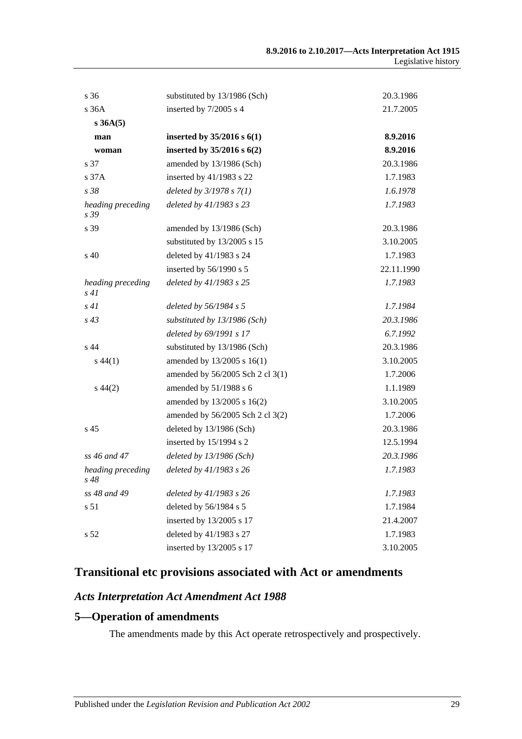| | | |
|---|---|---|
| s 36 | substituted by 13/1986 (Sch) | 20.3.1986 |
| s 36A | inserted by 7/2005 s 4 | 21.7.2005 |
| **s 36A(5)** | | |
| **man** | **inserted by 35/2016 s 6(1)** | **8.9.2016** |
| **woman** | **inserted by 35/2016 s 6(2)** | **8.9.2016** |
| s 37 | amended by 13/1986 (Sch) | 20.3.1986 |
| s 37A | inserted by 41/1983 s 22 | 1.7.1983 |
| *s 38* | *deleted by 3/1978 s 7(1)* | *1.6.1978* |
| *heading preceding s 39* | *deleted by 41/1983 s 23* | *1.7.1983* |
| s 39 | amended by 13/1986 (Sch) | 20.3.1986 |
| | substituted by 13/2005 s 15 | 3.10.2005 |
| s 40 | deleted by 41/1983 s 24 | 1.7.1983 |
| | inserted by 56/1990 s 5 | 22.11.1990 |
| *heading preceding s 41* | *deleted by 41/1983 s 25* | *1.7.1983* |
| *s 41* | *deleted by 56/1984 s 5* | *1.7.1984* |
| *s 43* | *substituted by 13/1986 (Sch)* | *20.3.1986* |
| | *deleted by 69/1991 s 17* | *6.7.1992* |
| s 44 | substituted by 13/1986 (Sch) | 20.3.1986 |
| s 44(1) | amended by 13/2005 s 16(1) | 3.10.2005 |
| | amended by 56/2005 Sch 2 cl 3(1) | 1.7.2006 |
| s 44(2) | amended by 51/1988 s 6 | 1.1.1989 |
| | amended by 13/2005 s 16(2) | 3.10.2005 |
| | amended by 56/2005 Sch 2 cl 3(2) | 1.7.2006 |
| s 45 | deleted by 13/1986 (Sch) | 20.3.1986 |
| | inserted by 15/1994 s 2 | 12.5.1994 |
| *ss 46 and 47* | *deleted by 13/1986 (Sch)* | *20.3.1986* |
| *heading preceding s 48* | *deleted by 41/1983 s 26* | *1.7.1983* |
| *ss 48 and 49* | *deleted by 41/1983 s 26* | *1.7.1983* |
| s 51 | deleted by 56/1984 s 5 | 1.7.1984 |
| | inserted by 13/2005 s 17 | 21.4.2007 |
| s 52 | deleted by 41/1983 s 27 | 1.7.1983 |
| | inserted by 13/2005 s 17 | 3.10.2005 |

## Transitional etc provisions associated with Act or amendments

### *Acts Interpretation Act Amendment Act 1988*

### 5—Operation of amendments

The amendments made by this Act operate retrospectively and prospectively.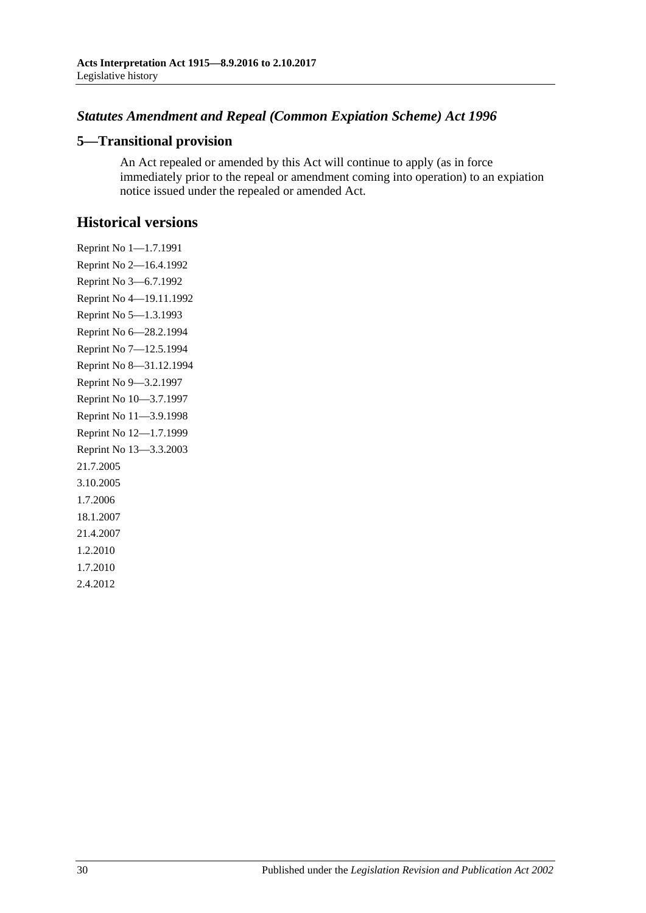### *Statutes Amendment and Repeal (Common Expiation Scheme) Act 1996*

## 5—Transitional provision

An Act repealed or amended by this Act will continue to apply (as in force immediately prior to the repeal or amendment coming into operation) to an expiation notice issued under the repealed or amended Act.

# Historical versions

Reprint No 1—1.7.1991

Reprint No 2—16.4.1992

Reprint No 3—6.7.1992

Reprint No 4—19.11.1992

Reprint No 5—1.3.1993

Reprint No 6—28.2.1994

Reprint No 7—12.5.1994

Reprint No 8—31.12.1994

Reprint No 9—3.2.1997

Reprint No 10—3.7.1997

Reprint No 11—3.9.1998

Reprint No 12—1.7.1999

Reprint No 13—3.3.2003

21.7.2005

3.10.2005

1.7.2006

18.1.2007

21.4.2007

1.2.2010

1.7.2010

2.4.2012